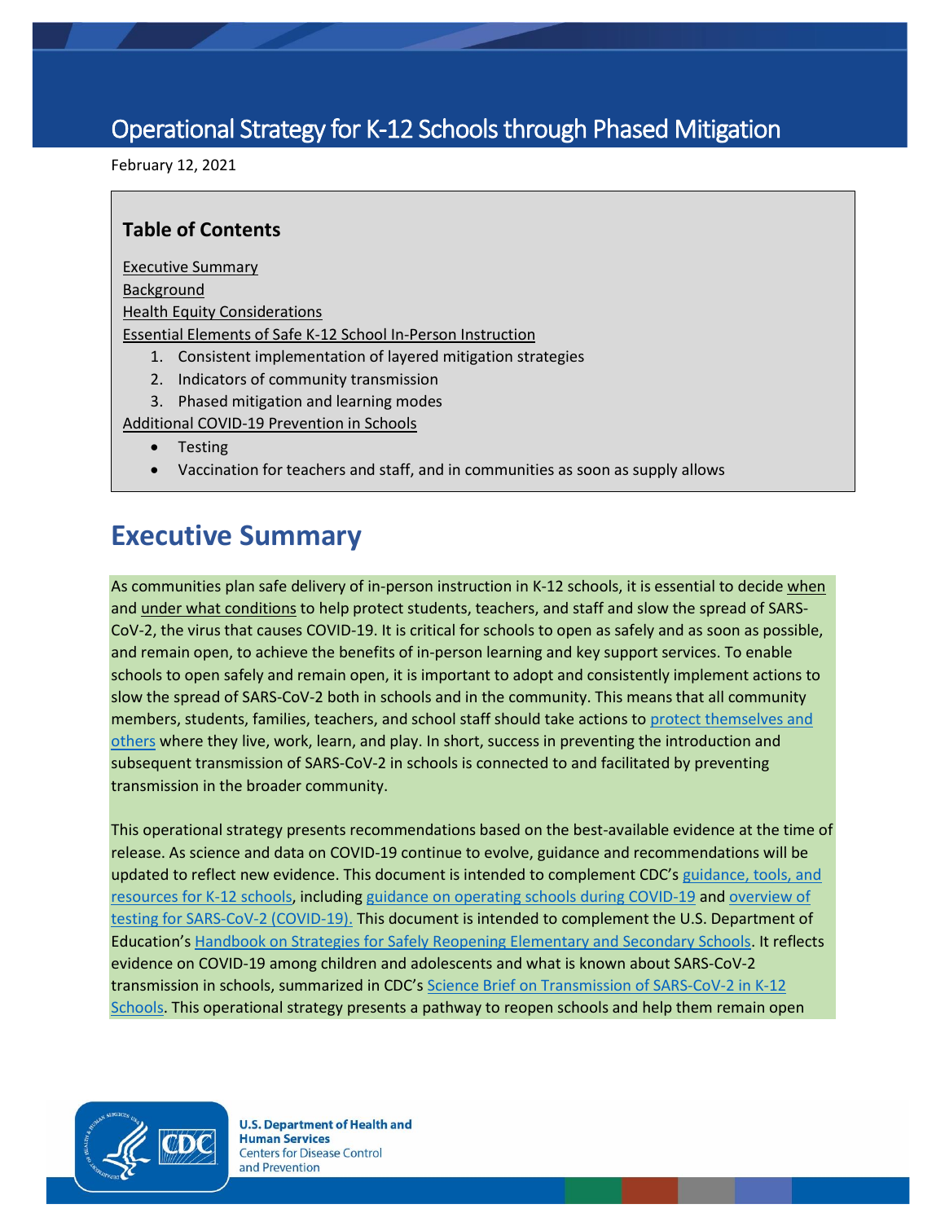# Operational Strategy for K-12 Schools through Phased Mitigation

February 12, 2021

## Table of Contents

Executive Summary
Background
Health Equity Considerations
Essential Elements of Safe K-12 School In-Person Instruction

1. Consistent implementation of layered mitigation strategies
2. Indicators of community transmission
3. Phased mitigation and learning modes

Additional COVID-19 Prevention in Schools

- Testing
- Vaccination for teachers and staff, and in communities as soon as supply allows

# Executive Summary

As communities plan safe delivery of in-person instruction in K-12 schools, it is essential to decide when and under what conditions to help protect students, teachers, and staff and slow the spread of SARS-CoV-2, the virus that causes COVID-19. It is critical for schools to open as safely and as soon as possible, and remain open, to achieve the benefits of in-person learning and key support services. To enable schools to open safely and remain open, it is important to adopt and consistently implement actions to slow the spread of SARS-CoV-2 both in schools and in the community. This means that all community members, students, families, teachers, and school staff should take actions to protect themselves and others where they live, work, learn, and play. In short, success in preventing the introduction and subsequent transmission of SARS-CoV-2 in schools is connected to and facilitated by preventing transmission in the broader community.

This operational strategy presents recommendations based on the best-available evidence at the time of release. As science and data on COVID-19 continue to evolve, guidance and recommendations will be updated to reflect new evidence. This document is intended to complement CDC's guidance, tools, and resources for K-12 schools, including guidance on operating schools during COVID-19 and overview of testing for SARS-CoV-2 (COVID-19). This document is intended to complement the U.S. Department of Education's Handbook on Strategies for Safely Reopening Elementary and Secondary Schools. It reflects evidence on COVID-19 among children and adolescents and what is known about SARS-CoV-2 transmission in schools, summarized in CDC's Science Brief on Transmission of SARS-CoV-2 in K-12 Schools. This operational strategy presents a pathway to reopen schools and help them remain open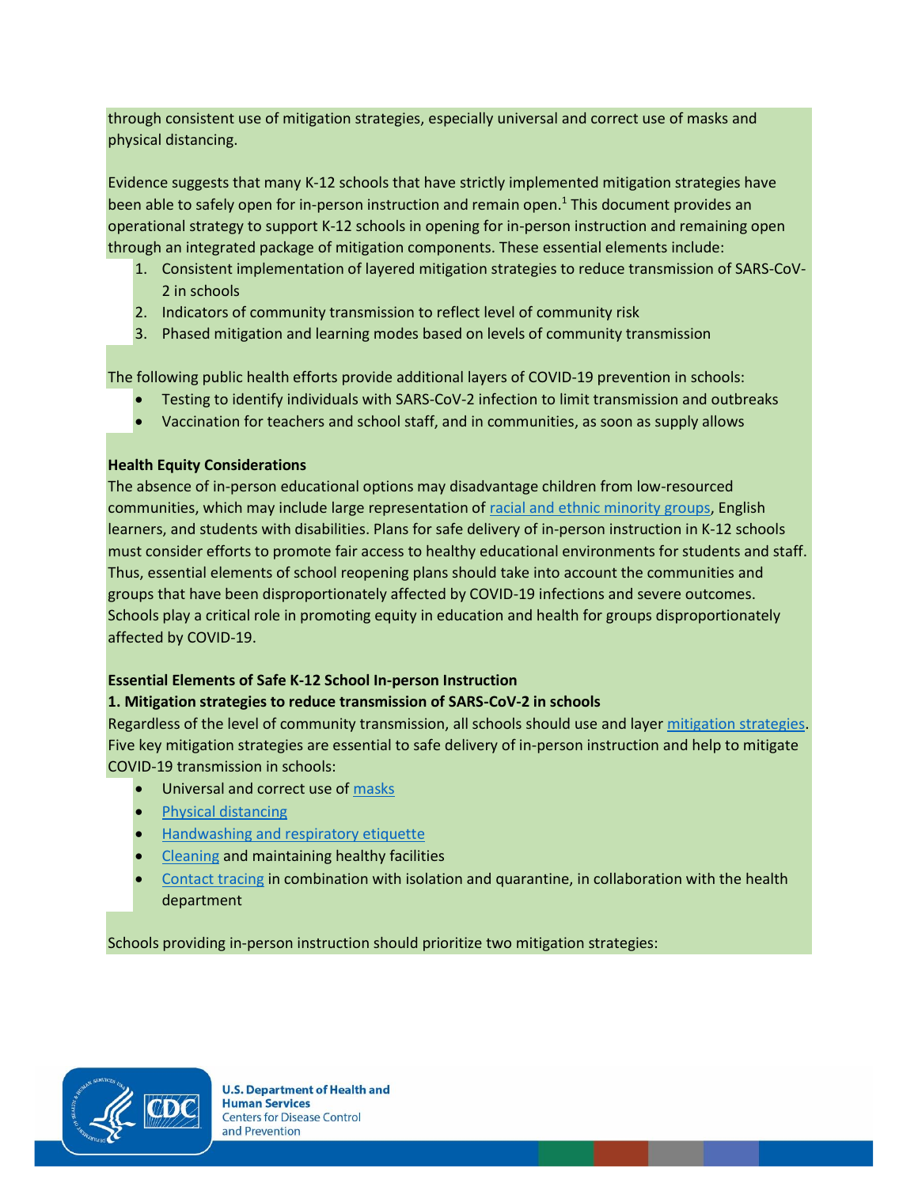through consistent use of mitigation strategies, especially universal and correct use of masks and physical distancing.

Evidence suggests that many K-12 schools that have strictly implemented mitigation strategies have been able to safely open for in-person instruction and remain open.[1] This document provides an operational strategy to support K-12 schools in opening for in-person instruction and remaining open through an integrated package of mitigation components. These essential elements include:

1. Consistent implementation of layered mitigation strategies to reduce transmission of SARS-CoV-2 in schools
2. Indicators of community transmission to reflect level of community risk
3. Phased mitigation and learning modes based on levels of community transmission

The following public health efforts provide additional layers of COVID-19 prevention in schools:

- Testing to identify individuals with SARS-CoV-2 infection to limit transmission and outbreaks
- Vaccination for teachers and school staff, and in communities, as soon as supply allows

**Health Equity Considerations**

The absence of in-person educational options may disadvantage children from low-resourced communities, which may include large representation of racial and ethnic minority groups, English learners, and students with disabilities. Plans for safe delivery of in-person instruction in K-12 schools must consider efforts to promote fair access to healthy educational environments for students and staff. Thus, essential elements of school reopening plans should take into account the communities and groups that have been disproportionately affected by COVID-19 infections and severe outcomes. Schools play a critical role in promoting equity in education and health for groups disproportionately affected by COVID-19.

**Essential Elements of Safe K-12 School In-person Instruction**

**1. Mitigation strategies to reduce transmission of SARS-CoV-2 in schools**

Regardless of the level of community transmission, all schools should use and layer mitigation strategies. Five key mitigation strategies are essential to safe delivery of in-person instruction and help to mitigate COVID-19 transmission in schools:

- Universal and correct use of masks
- Physical distancing
- Handwashing and respiratory etiquette
- Cleaning and maintaining healthy facilities
- Contact tracing in combination with isolation and quarantine, in collaboration with the health department

Schools providing in-person instruction should prioritize two mitigation strategies: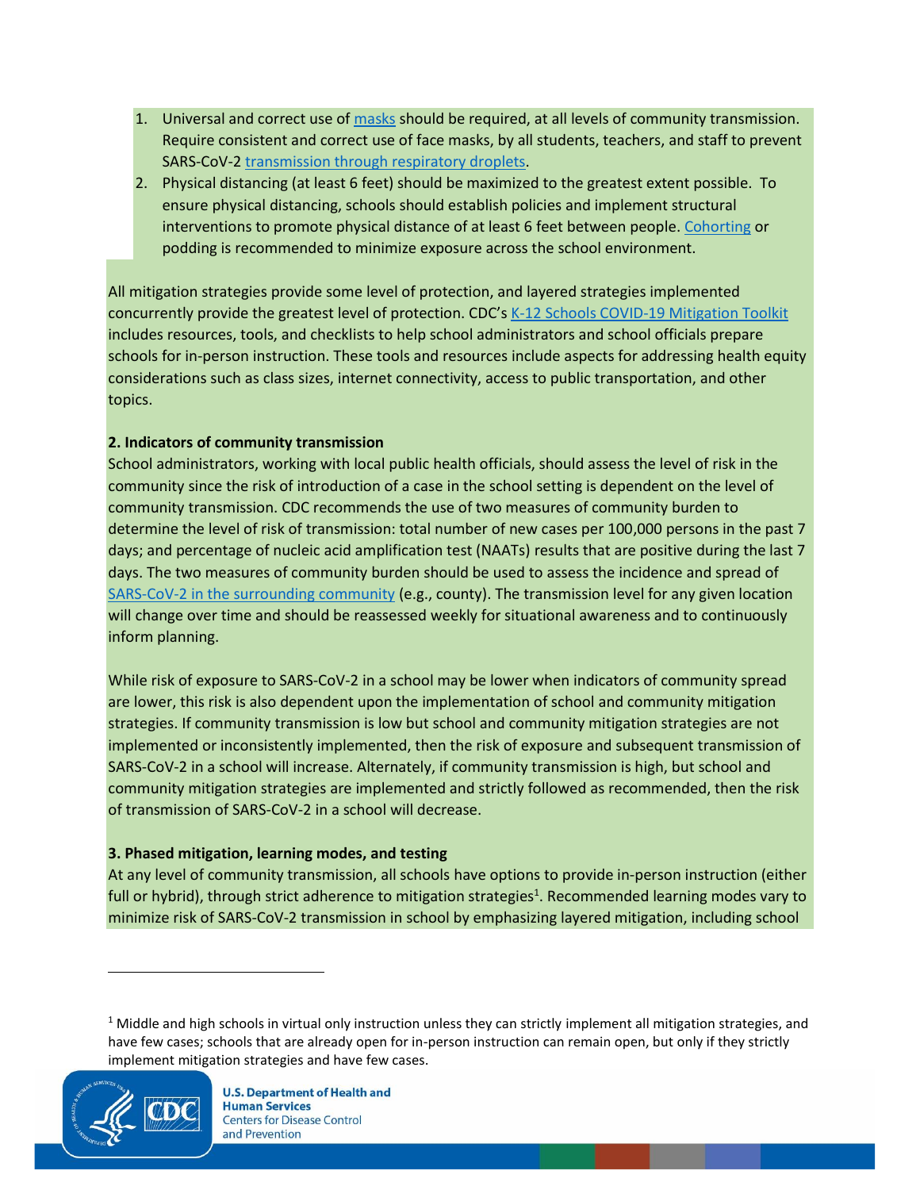1. Universal and correct use of masks should be required, at all levels of community transmission. Require consistent and correct use of face masks, by all students, teachers, and staff to prevent SARS-CoV-2 transmission through respiratory droplets.
2. Physical distancing (at least 6 feet) should be maximized to the greatest extent possible. To ensure physical distancing, schools should establish policies and implement structural interventions to promote physical distance of at least 6 feet between people. Cohorting or podding is recommended to minimize exposure across the school environment.

All mitigation strategies provide some level of protection, and layered strategies implemented concurrently provide the greatest level of protection. CDC's K-12 Schools COVID-19 Mitigation Toolkit includes resources, tools, and checklists to help school administrators and school officials prepare schools for in-person instruction. These tools and resources include aspects for addressing health equity considerations such as class sizes, internet connectivity, access to public transportation, and other topics.

**2. Indicators of community transmission**

School administrators, working with local public health officials, should assess the level of risk in the community since the risk of introduction of a case in the school setting is dependent on the level of community transmission. CDC recommends the use of two measures of community burden to determine the level of risk of transmission: total number of new cases per 100,000 persons in the past 7 days; and percentage of nucleic acid amplification test (NAATs) results that are positive during the last 7 days. The two measures of community burden should be used to assess the incidence and spread of SARS-CoV-2 in the surrounding community (e.g., county). The transmission level for any given location will change over time and should be reassessed weekly for situational awareness and to continuously inform planning.

While risk of exposure to SARS-CoV-2 in a school may be lower when indicators of community spread are lower, this risk is also dependent upon the implementation of school and community mitigation strategies. If community transmission is low but school and community mitigation strategies are not implemented or inconsistently implemented, then the risk of exposure and subsequent transmission of SARS-CoV-2 in a school will increase. Alternately, if community transmission is high, but school and community mitigation strategies are implemented and strictly followed as recommended, then the risk of transmission of SARS-CoV-2 in a school will decrease.

**3. Phased mitigation, learning modes, and testing**

At any level of community transmission, all schools have options to provide in-person instruction (either full or hybrid), through strict adherence to mitigation strategies[1]. Recommended learning modes vary to minimize risk of SARS-CoV-2 transmission in school by emphasizing layered mitigation, including school

[1] Middle and high schools in virtual only instruction unless they can strictly implement all mitigation strategies, and have few cases; schools that are already open for in-person instruction can remain open, but only if they strictly implement mitigation strategies and have few cases.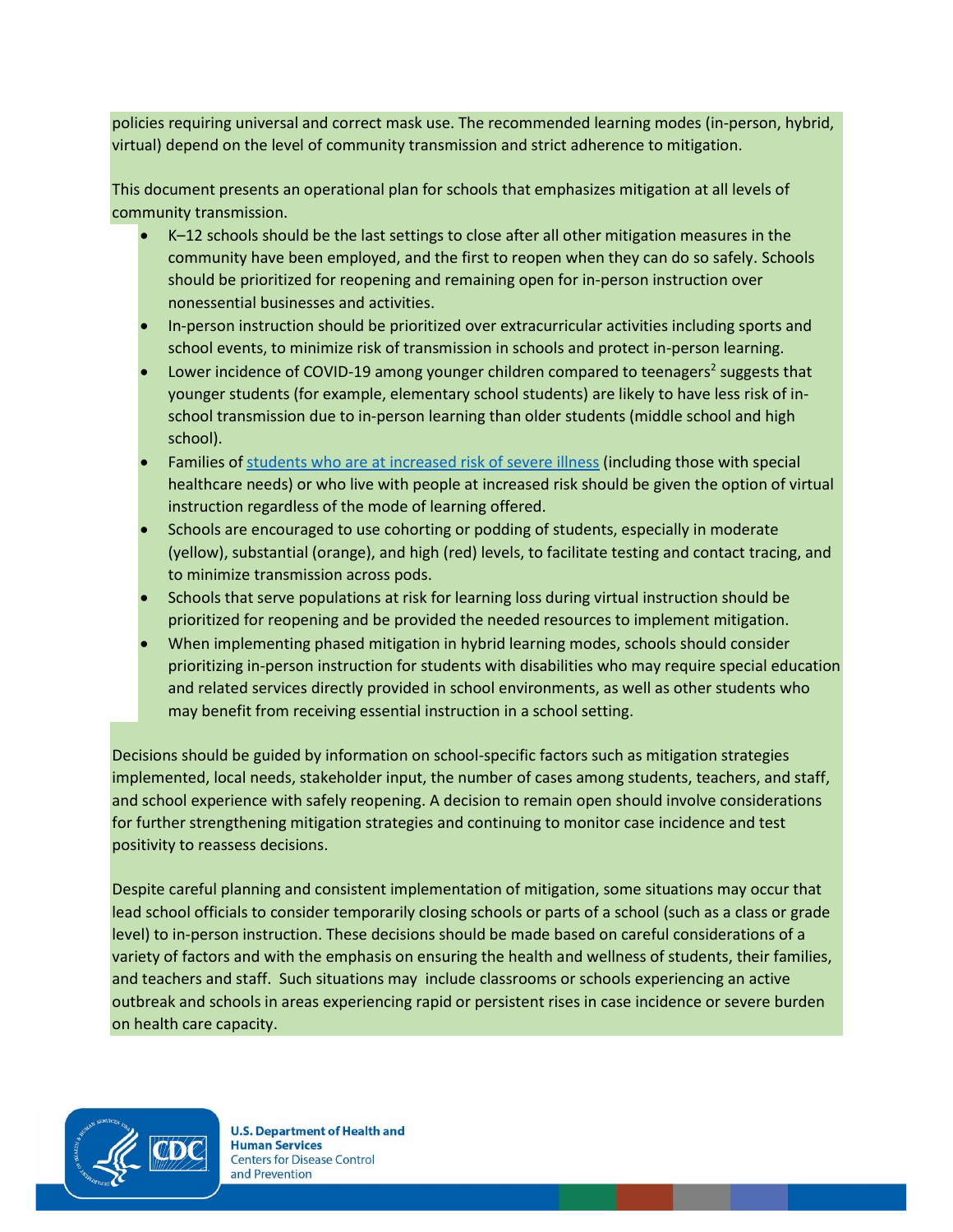policies requiring universal and correct mask use. The recommended learning modes (in-person, hybrid, virtual) depend on the level of community transmission and strict adherence to mitigation.

This document presents an operational plan for schools that emphasizes mitigation at all levels of community transmission.

- K–12 schools should be the last settings to close after all other mitigation measures in the community have been employed, and the first to reopen when they can do so safely. Schools should be prioritized for reopening and remaining open for in-person instruction over nonessential businesses and activities.
- In-person instruction should be prioritized over extracurricular activities including sports and school events, to minimize risk of transmission in schools and protect in-person learning.
- Lower incidence of COVID-19 among younger children compared to teenagers[2] suggests that younger students (for example, elementary school students) are likely to have less risk of in-school transmission due to in-person learning than older students (middle school and high school).
- Families of students who are at increased risk of severe illness (including those with special healthcare needs) or who live with people at increased risk should be given the option of virtual instruction regardless of the mode of learning offered.
- Schools are encouraged to use cohorting or podding of students, especially in moderate (yellow), substantial (orange), and high (red) levels, to facilitate testing and contact tracing, and to minimize transmission across pods.
- Schools that serve populations at risk for learning loss during virtual instruction should be prioritized for reopening and be provided the needed resources to implement mitigation.
- When implementing phased mitigation in hybrid learning modes, schools should consider prioritizing in-person instruction for students with disabilities who may require special education and related services directly provided in school environments, as well as other students who may benefit from receiving essential instruction in a school setting.

Decisions should be guided by information on school-specific factors such as mitigation strategies implemented, local needs, stakeholder input, the number of cases among students, teachers, and staff, and school experience with safely reopening. A decision to remain open should involve considerations for further strengthening mitigation strategies and continuing to monitor case incidence and test positivity to reassess decisions.

Despite careful planning and consistent implementation of mitigation, some situations may occur that lead school officials to consider temporarily closing schools or parts of a school (such as a class or grade level) to in-person instruction. These decisions should be made based on careful considerations of a variety of factors and with the emphasis on ensuring the health and wellness of students, their families, and teachers and staff. Such situations may include classrooms or schools experiencing an active outbreak and schools in areas experiencing rapid or persistent rises in case incidence or severe burden on health care capacity.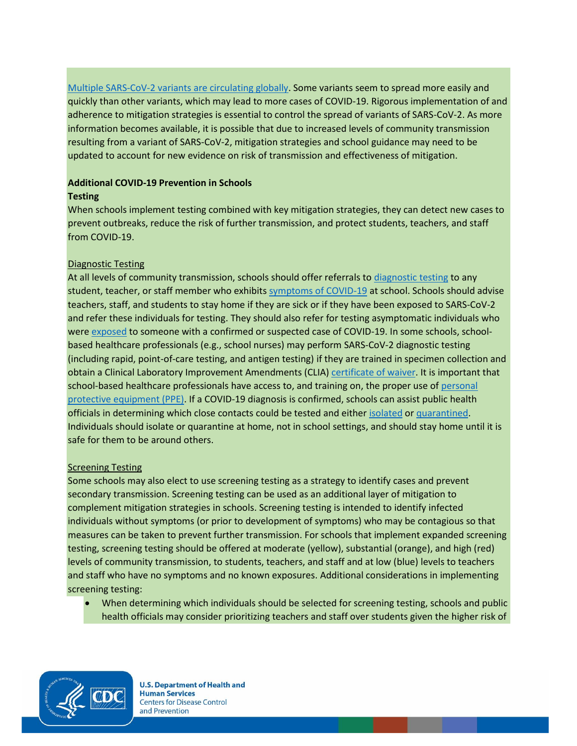Multiple SARS-CoV-2 variants are circulating globally. Some variants seem to spread more easily and quickly than other variants, which may lead to more cases of COVID-19. Rigorous implementation of and adherence to mitigation strategies is essential to control the spread of variants of SARS-CoV-2. As more information becomes available, it is possible that due to increased levels of community transmission resulting from a variant of SARS-CoV-2, mitigation strategies and school guidance may need to be updated to account for new evidence on risk of transmission and effectiveness of mitigation.

**Additional COVID-19 Prevention in Schools**

**Testing**

When schools implement testing combined with key mitigation strategies, they can detect new cases to prevent outbreaks, reduce the risk of further transmission, and protect students, teachers, and staff from COVID-19.

Diagnostic Testing

At all levels of community transmission, schools should offer referrals to diagnostic testing to any student, teacher, or staff member who exhibits symptoms of COVID-19 at school. Schools should advise teachers, staff, and students to stay home if they are sick or if they have been exposed to SARS-CoV-2 and refer these individuals for testing. They should also refer for testing asymptomatic individuals who were exposed to someone with a confirmed or suspected case of COVID-19. In some schools, school-based healthcare professionals (e.g., school nurses) may perform SARS-CoV-2 diagnostic testing (including rapid, point-of-care testing, and antigen testing) if they are trained in specimen collection and obtain a Clinical Laboratory Improvement Amendments (CLIA) certificate of waiver. It is important that school-based healthcare professionals have access to, and training on, the proper use of personal protective equipment (PPE). If a COVID-19 diagnosis is confirmed, schools can assist public health officials in determining which close contacts could be tested and either isolated or quarantined. Individuals should isolate or quarantine at home, not in school settings, and should stay home until it is safe for them to be around others.

Screening Testing

Some schools may also elect to use screening testing as a strategy to identify cases and prevent secondary transmission. Screening testing can be used as an additional layer of mitigation to complement mitigation strategies in schools. Screening testing is intended to identify infected individuals without symptoms (or prior to development of symptoms) who may be contagious so that measures can be taken to prevent further transmission. For schools that implement expanded screening testing, screening testing should be offered at moderate (yellow), substantial (orange), and high (red) levels of community transmission, to students, teachers, and staff and at low (blue) levels to teachers and staff who have no symptoms and no known exposures. Additional considerations in implementing screening testing:

- When determining which individuals should be selected for screening testing, schools and public health officials may consider prioritizing teachers and staff over students given the higher risk of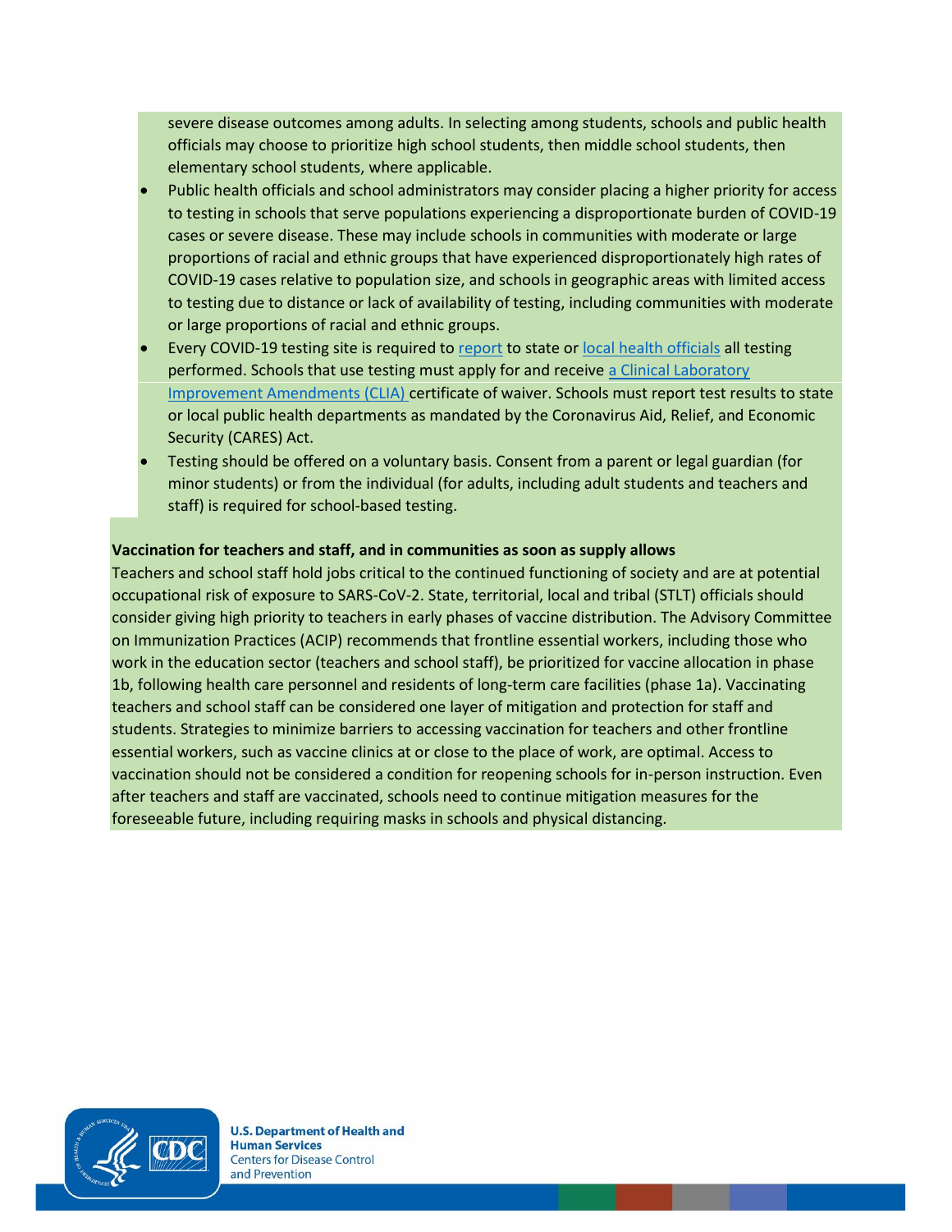severe disease outcomes among adults. In selecting among students, schools and public health officials may choose to prioritize high school students, then middle school students, then elementary school students, where applicable.

- Public health officials and school administrators may consider placing a higher priority for access to testing in schools that serve populations experiencing a disproportionate burden of COVID-19 cases or severe disease. These may include schools in communities with moderate or large proportions of racial and ethnic groups that have experienced disproportionately high rates of COVID-19 cases relative to population size, and schools in geographic areas with limited access to testing due to distance or lack of availability of testing, including communities with moderate or large proportions of racial and ethnic groups.
- Every COVID-19 testing site is required to report to state or local health officials all testing performed. Schools that use testing must apply for and receive a Clinical Laboratory Improvement Amendments (CLIA) certificate of waiver. Schools must report test results to state or local public health departments as mandated by the Coronavirus Aid, Relief, and Economic Security (CARES) Act.
- Testing should be offered on a voluntary basis. Consent from a parent or legal guardian (for minor students) or from the individual (for adults, including adult students and teachers and staff) is required for school-based testing.

**Vaccination for teachers and staff, and in communities as soon as supply allows**

Teachers and school staff hold jobs critical to the continued functioning of society and are at potential occupational risk of exposure to SARS-CoV-2. State, territorial, local and tribal (STLT) officials should consider giving high priority to teachers in early phases of vaccine distribution. The Advisory Committee on Immunization Practices (ACIP) recommends that frontline essential workers, including those who work in the education sector (teachers and school staff), be prioritized for vaccine allocation in phase 1b, following health care personnel and residents of long-term care facilities (phase 1a). Vaccinating teachers and school staff can be considered one layer of mitigation and protection for staff and students. Strategies to minimize barriers to accessing vaccination for teachers and other frontline essential workers, such as vaccine clinics at or close to the place of work, are optimal. Access to vaccination should not be considered a condition for reopening schools for in-person instruction. Even after teachers and staff are vaccinated, schools need to continue mitigation measures for the foreseeable future, including requiring masks in schools and physical distancing.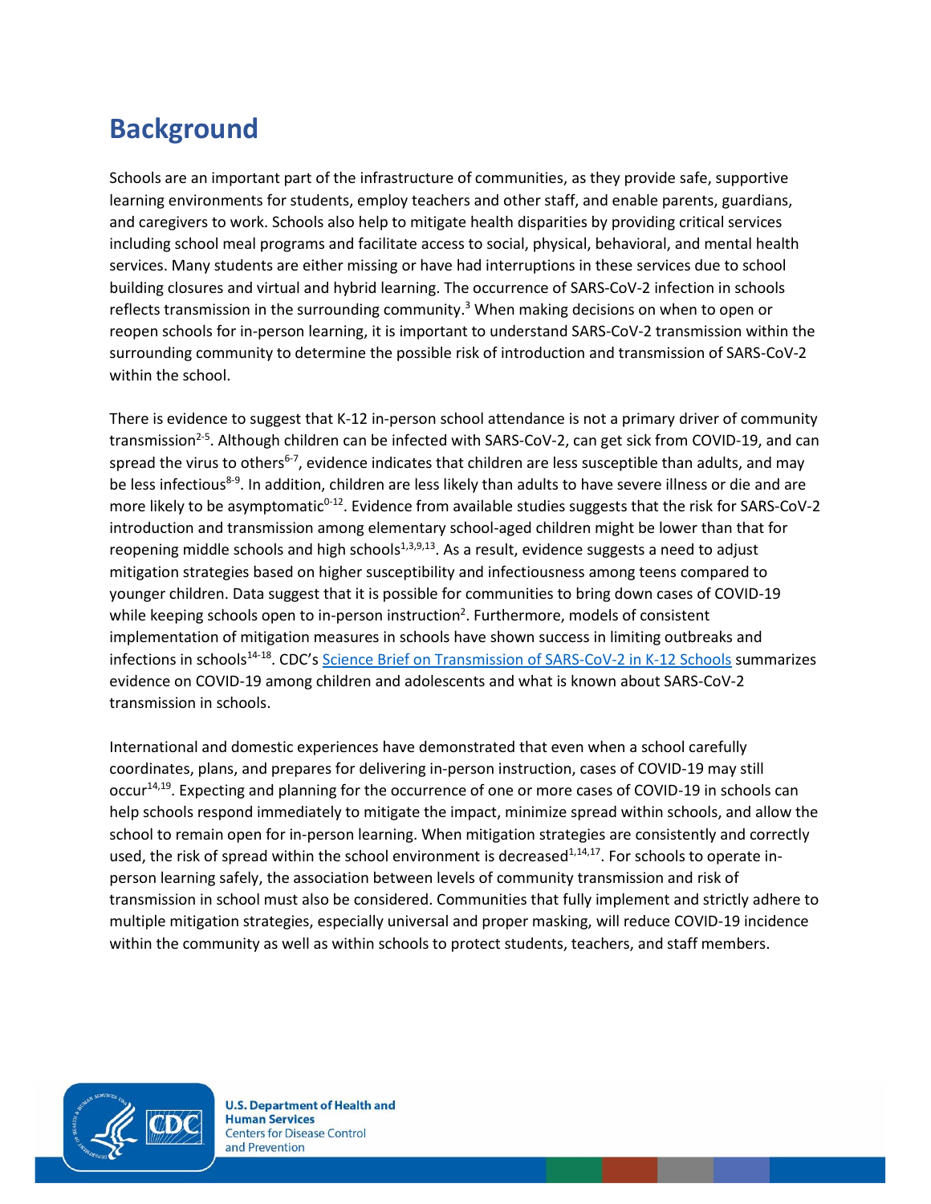## Background

Schools are an important part of the infrastructure of communities, as they provide safe, supportive learning environments for students, employ teachers and other staff, and enable parents, guardians, and caregivers to work. Schools also help to mitigate health disparities by providing critical services including school meal programs and facilitate access to social, physical, behavioral, and mental health services. Many students are either missing or have had interruptions in these services due to school building closures and virtual and hybrid learning. The occurrence of SARS-CoV-2 infection in schools reflects transmission in the surrounding community.[3] When making decisions on when to open or reopen schools for in-person learning, it is important to understand SARS-CoV-2 transmission within the surrounding community to determine the possible risk of introduction and transmission of SARS-CoV-2 within the school.

There is evidence to suggest that K-12 in-person school attendance is not a primary driver of community transmission[2-5]. Although children can be infected with SARS-CoV-2, can get sick from COVID-19, and can spread the virus to others[6-7], evidence indicates that children are less susceptible than adults, and may be less infectious[8-9]. In addition, children are less likely than adults to have severe illness or die and are more likely to be asymptomatic[0-12]. Evidence from available studies suggests that the risk for SARS-CoV-2 introduction and transmission among elementary school-aged children might be lower than that for reopening middle schools and high schools[1,3,9,13]. As a result, evidence suggests a need to adjust mitigation strategies based on higher susceptibility and infectiousness among teens compared to younger children. Data suggest that it is possible for communities to bring down cases of COVID-19 while keeping schools open to in-person instruction[2]. Furthermore, models of consistent implementation of mitigation measures in schools have shown success in limiting outbreaks and infections in schools[14-18]. CDC's Science Brief on Transmission of SARS-CoV-2 in K-12 Schools summarizes evidence on COVID-19 among children and adolescents and what is known about SARS-CoV-2 transmission in schools.

International and domestic experiences have demonstrated that even when a school carefully coordinates, plans, and prepares for delivering in-person instruction, cases of COVID-19 may still occur[14,19]. Expecting and planning for the occurrence of one or more cases of COVID-19 in schools can help schools respond immediately to mitigate the impact, minimize spread within schools, and allow the school to remain open for in-person learning. When mitigation strategies are consistently and correctly used, the risk of spread within the school environment is decreased[1,14,17]. For schools to operate in-person learning safely, the association between levels of community transmission and risk of transmission in school must also be considered. Communities that fully implement and strictly adhere to multiple mitigation strategies, especially universal and proper masking, will reduce COVID-19 incidence within the community as well as within schools to protect students, teachers, and staff members.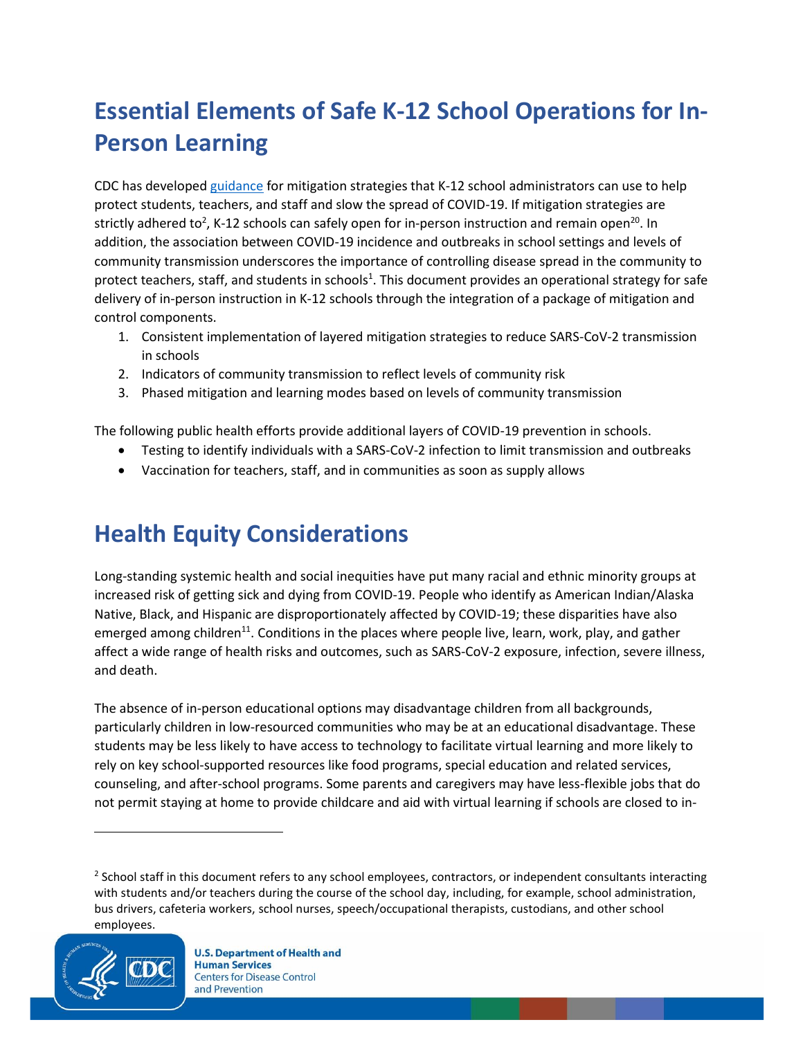# Essential Elements of Safe K-12 School Operations for In-Person Learning

CDC has developed guidance for mitigation strategies that K-12 school administrators can use to help protect students, teachers, and staff and slow the spread of COVID-19. If mitigation strategies are strictly adhered to[2], K-12 schools can safely open for in-person instruction and remain open[20]. In addition, the association between COVID-19 incidence and outbreaks in school settings and levels of community transmission underscores the importance of controlling disease spread in the community to protect teachers, staff, and students in schools[1]. This document provides an operational strategy for safe delivery of in-person instruction in K-12 schools through the integration of a package of mitigation and control components.

1. Consistent implementation of layered mitigation strategies to reduce SARS-CoV-2 transmission in schools
2. Indicators of community transmission to reflect levels of community risk
3. Phased mitigation and learning modes based on levels of community transmission

The following public health efforts provide additional layers of COVID-19 prevention in schools.

- Testing to identify individuals with a SARS-CoV-2 infection to limit transmission and outbreaks
- Vaccination for teachers, staff, and in communities as soon as supply allows

# Health Equity Considerations

Long-standing systemic health and social inequities have put many racial and ethnic minority groups at increased risk of getting sick and dying from COVID-19. People who identify as American Indian/Alaska Native, Black, and Hispanic are disproportionately affected by COVID-19; these disparities have also emerged among children[11]. Conditions in the places where people live, learn, work, play, and gather affect a wide range of health risks and outcomes, such as SARS-CoV-2 exposure, infection, severe illness, and death.

The absence of in-person educational options may disadvantage children from all backgrounds, particularly children in low-resourced communities who may be at an educational disadvantage. These students may be less likely to have access to technology to facilitate virtual learning and more likely to rely on key school-supported resources like food programs, special education and related services, counseling, and after-school programs. Some parents and caregivers may have less-flexible jobs that do not permit staying at home to provide childcare and aid with virtual learning if schools are closed to in-

---

[2] School staff in this document refers to any school employees, contractors, or independent consultants interacting with students and/or teachers during the course of the school day, including, for example, school administration, bus drivers, cafeteria workers, school nurses, speech/occupational therapists, custodians, and other school employees.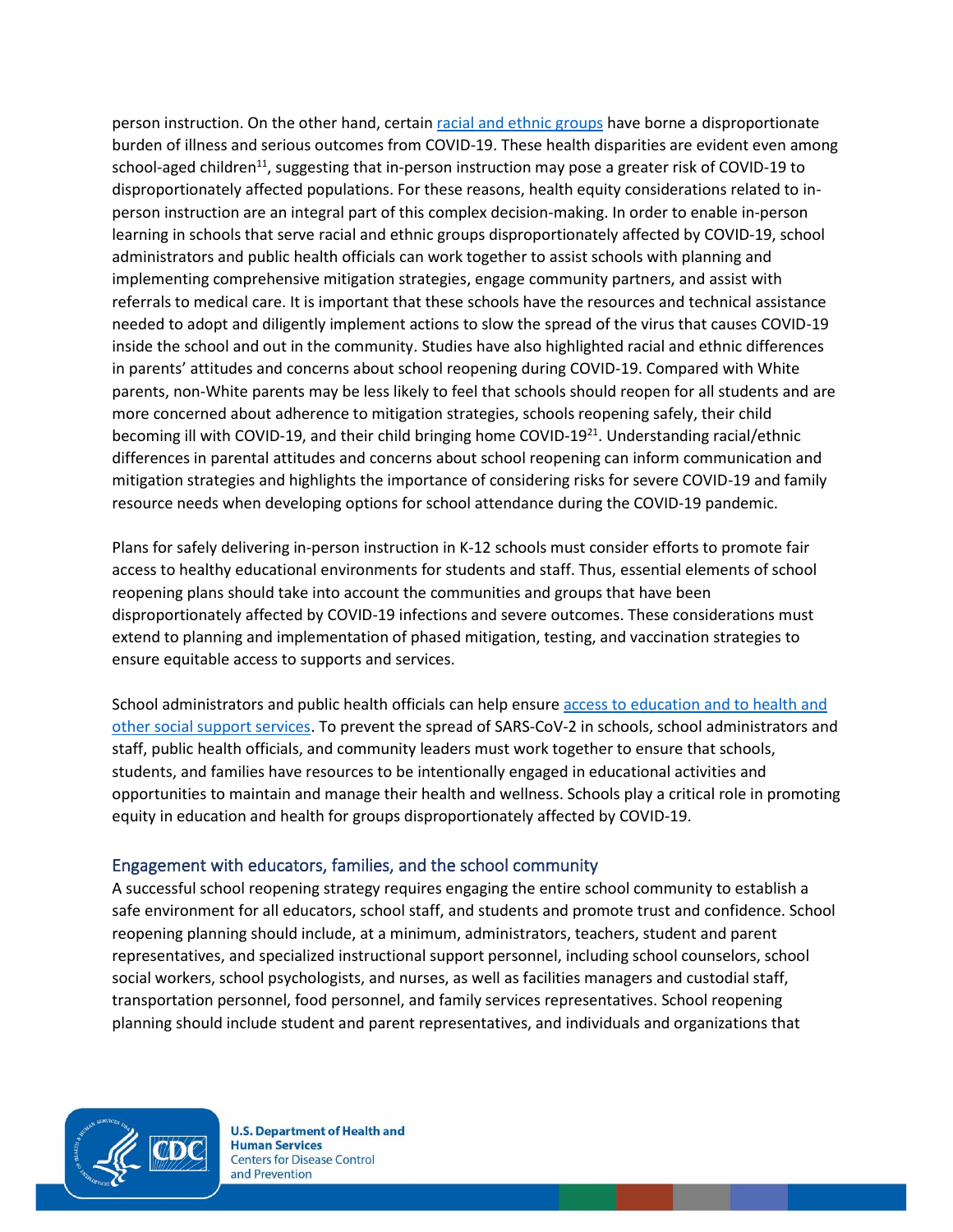person instruction. On the other hand, certain [racial and ethnic groups](#) have borne a disproportionate burden of illness and serious outcomes from COVID-19. These health disparities are evident even among school-aged children[11], suggesting that in-person instruction may pose a greater risk of COVID-19 to disproportionately affected populations. For these reasons, health equity considerations related to in-person instruction are an integral part of this complex decision-making. In order to enable in-person learning in schools that serve racial and ethnic groups disproportionately affected by COVID-19, school administrators and public health officials can work together to assist schools with planning and implementing comprehensive mitigation strategies, engage community partners, and assist with referrals to medical care. It is important that these schools have the resources and technical assistance needed to adopt and diligently implement actions to slow the spread of the virus that causes COVID-19 inside the school and out in the community. Studies have also highlighted racial and ethnic differences in parents' attitudes and concerns about school reopening during COVID-19. Compared with White parents, non-White parents may be less likely to feel that schools should reopen for all students and are more concerned about adherence to mitigation strategies, schools reopening safely, their child becoming ill with COVID-19, and their child bringing home COVID-19[21]. Understanding racial/ethnic differences in parental attitudes and concerns about school reopening can inform communication and mitigation strategies and highlights the importance of considering risks for severe COVID-19 and family resource needs when developing options for school attendance during the COVID-19 pandemic.

Plans for safely delivering in-person instruction in K-12 schools must consider efforts to promote fair access to healthy educational environments for students and staff. Thus, essential elements of school reopening plans should take into account the communities and groups that have been disproportionately affected by COVID-19 infections and severe outcomes. These considerations must extend to planning and implementation of phased mitigation, testing, and vaccination strategies to ensure equitable access to supports and services.

School administrators and public health officials can help ensure [access to education and to health and other social support services](#). To prevent the spread of SARS-CoV-2 in schools, school administrators and staff, public health officials, and community leaders must work together to ensure that schools, students, and families have resources to be intentionally engaged in educational activities and opportunities to maintain and manage their health and wellness. Schools play a critical role in promoting equity in education and health for groups disproportionately affected by COVID-19.

## Engagement with educators, families, and the school community

A successful school reopening strategy requires engaging the entire school community to establish a safe environment for all educators, school staff, and students and promote trust and confidence. School reopening planning should include, at a minimum, administrators, teachers, student and parent representatives, and specialized instructional support personnel, including school counselors, school social workers, school psychologists, and nurses, as well as facilities managers and custodial staff, transportation personnel, food personnel, and family services representatives. School reopening planning should include student and parent representatives, and individuals and organizations that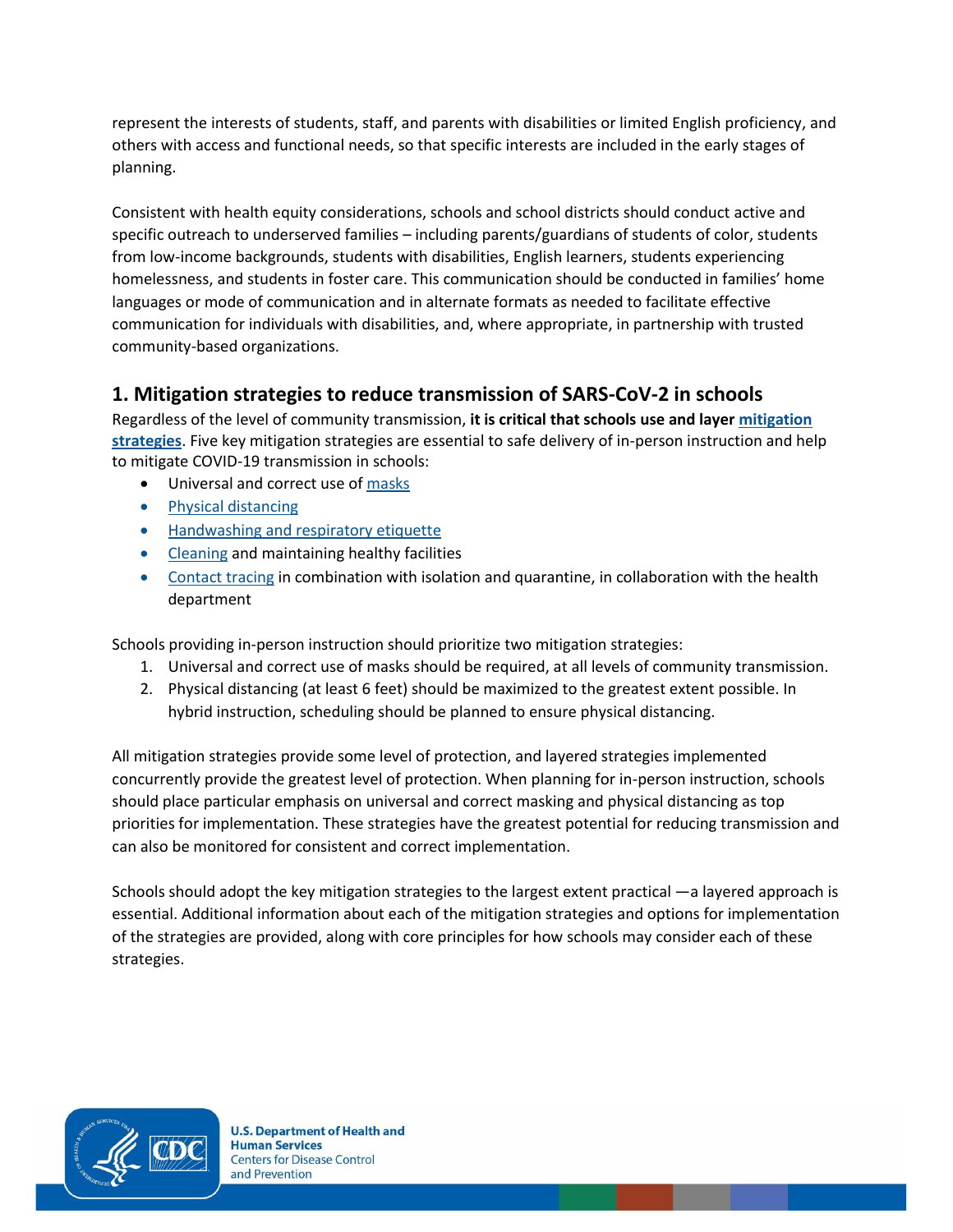represent the interests of students, staff, and parents with disabilities or limited English proficiency, and others with access and functional needs, so that specific interests are included in the early stages of planning.

Consistent with health equity considerations, schools and school districts should conduct active and specific outreach to underserved families – including parents/guardians of students of color, students from low-income backgrounds, students with disabilities, English learners, students experiencing homelessness, and students in foster care. This communication should be conducted in families' home languages or mode of communication and in alternate formats as needed to facilitate effective communication for individuals with disabilities, and, where appropriate, in partnership with trusted community-based organizations.

## 1. Mitigation strategies to reduce transmission of SARS-CoV-2 in schools

Regardless of the level of community transmission, **it is critical that schools use and layer mitigation strategies**. Five key mitigation strategies are essential to safe delivery of in-person instruction and help to mitigate COVID-19 transmission in schools:

- Universal and correct use of masks
- Physical distancing
- Handwashing and respiratory etiquette
- Cleaning and maintaining healthy facilities
- Contact tracing in combination with isolation and quarantine, in collaboration with the health department

Schools providing in-person instruction should prioritize two mitigation strategies:

1. Universal and correct use of masks should be required, at all levels of community transmission.
2. Physical distancing (at least 6 feet) should be maximized to the greatest extent possible. In hybrid instruction, scheduling should be planned to ensure physical distancing.

All mitigation strategies provide some level of protection, and layered strategies implemented concurrently provide the greatest level of protection. When planning for in-person instruction, schools should place particular emphasis on universal and correct masking and physical distancing as top priorities for implementation. These strategies have the greatest potential for reducing transmission and can also be monitored for consistent and correct implementation.

Schools should adopt the key mitigation strategies to the largest extent practical —a layered approach is essential. Additional information about each of the mitigation strategies and options for implementation of the strategies are provided, along with core principles for how schools may consider each of these strategies.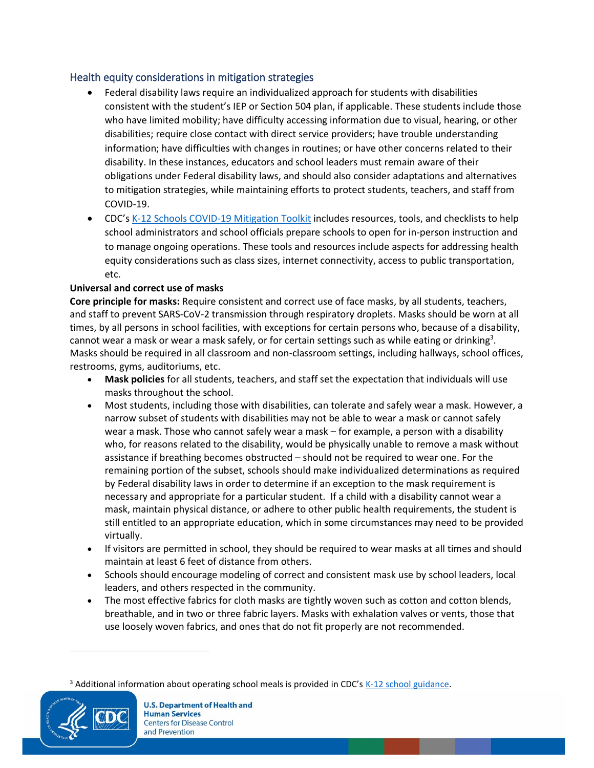## Health equity considerations in mitigation strategies

- Federal disability laws require an individualized approach for students with disabilities consistent with the student's IEP or Section 504 plan, if applicable. These students include those who have limited mobility; have difficulty accessing information due to visual, hearing, or other disabilities; require close contact with direct service providers; have trouble understanding information; have difficulties with changes in routines; or have other concerns related to their disability. In these instances, educators and school leaders must remain aware of their obligations under Federal disability laws, and should also consider adaptations and alternatives to mitigation strategies, while maintaining efforts to protect students, teachers, and staff from COVID-19.
- CDC's K-12 Schools COVID-19 Mitigation Toolkit includes resources, tools, and checklists to help school administrators and school officials prepare schools to open for in-person instruction and to manage ongoing operations. These tools and resources include aspects for addressing health equity considerations such as class sizes, internet connectivity, access to public transportation, etc.

**Universal and correct use of masks**

**Core principle for masks:** Require consistent and correct use of face masks, by all students, teachers, and staff to prevent SARS-CoV-2 transmission through respiratory droplets. Masks should be worn at all times, by all persons in school facilities, with exceptions for certain persons who, because of a disability, cannot wear a mask or wear a mask safely, or for certain settings such as while eating or drinking[3]. Masks should be required in all classroom and non-classroom settings, including hallways, school offices, restrooms, gyms, auditoriums, etc.

- **Mask policies** for all students, teachers, and staff set the expectation that individuals will use masks throughout the school.
- Most students, including those with disabilities, can tolerate and safely wear a mask. However, a narrow subset of students with disabilities may not be able to wear a mask or cannot safely wear a mask. Those who cannot safely wear a mask – for example, a person with a disability who, for reasons related to the disability, would be physically unable to remove a mask without assistance if breathing becomes obstructed – should not be required to wear one. For the remaining portion of the subset, schools should make individualized determinations as required by Federal disability laws in order to determine if an exception to the mask requirement is necessary and appropriate for a particular student. If a child with a disability cannot wear a mask, maintain physical distance, or adhere to other public health requirements, the student is still entitled to an appropriate education, which in some circumstances may need to be provided virtually.
- If visitors are permitted in school, they should be required to wear masks at all times and should maintain at least 6 feet of distance from others.
- Schools should encourage modeling of correct and consistent mask use by school leaders, local leaders, and others respected in the community.
- The most effective fabrics for cloth masks are tightly woven such as cotton and cotton blends, breathable, and in two or three fabric layers. Masks with exhalation valves or vents, those that use loosely woven fabrics, and ones that do not fit properly are not recommended.

[3] Additional information about operating school meals is provided in CDC's K-12 school guidance.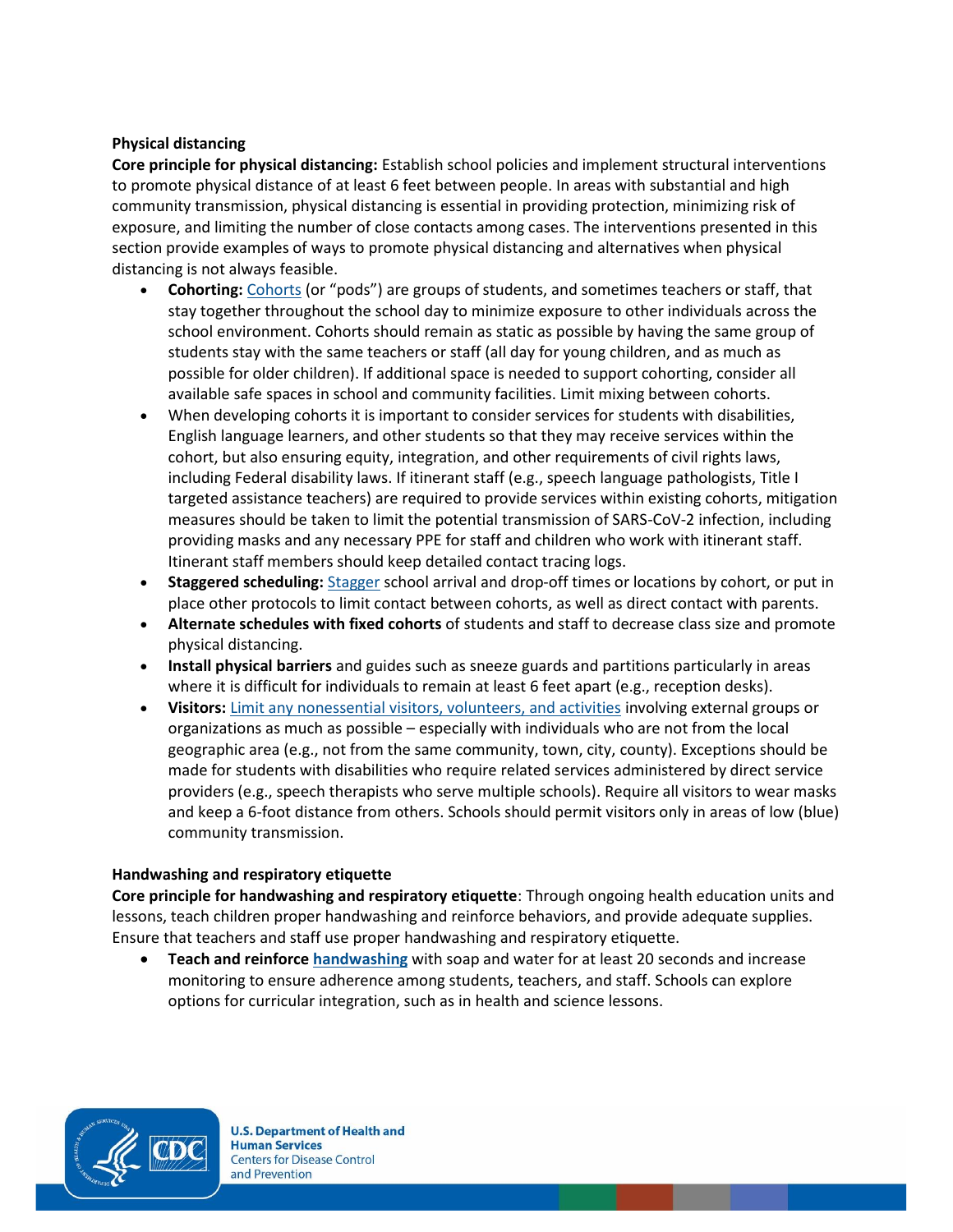### Physical distancing

**Core principle for physical distancing:** Establish school policies and implement structural interventions to promote physical distance of at least 6 feet between people. In areas with substantial and high community transmission, physical distancing is essential in providing protection, minimizing risk of exposure, and limiting the number of close contacts among cases. The interventions presented in this section provide examples of ways to promote physical distancing and alternatives when physical distancing is not always feasible.

- **Cohorting:** Cohorts (or "pods") are groups of students, and sometimes teachers or staff, that stay together throughout the school day to minimize exposure to other individuals across the school environment. Cohorts should remain as static as possible by having the same group of students stay with the same teachers or staff (all day for young children, and as much as possible for older children). If additional space is needed to support cohorting, consider all available safe spaces in school and community facilities. Limit mixing between cohorts.
- When developing cohorts it is important to consider services for students with disabilities, English language learners, and other students so that they may receive services within the cohort, but also ensuring equity, integration, and other requirements of civil rights laws, including Federal disability laws. If itinerant staff (e.g., speech language pathologists, Title I targeted assistance teachers) are required to provide services within existing cohorts, mitigation measures should be taken to limit the potential transmission of SARS-CoV-2 infection, including providing masks and any necessary PPE for staff and children who work with itinerant staff. Itinerant staff members should keep detailed contact tracing logs.
- **Staggered scheduling:** Stagger school arrival and drop-off times or locations by cohort, or put in place other protocols to limit contact between cohorts, as well as direct contact with parents.
- **Alternate schedules with fixed cohorts** of students and staff to decrease class size and promote physical distancing.
- **Install physical barriers** and guides such as sneeze guards and partitions particularly in areas where it is difficult for individuals to remain at least 6 feet apart (e.g., reception desks).
- **Visitors:** Limit any nonessential visitors, volunteers, and activities involving external groups or organizations as much as possible – especially with individuals who are not from the local geographic area (e.g., not from the same community, town, city, county). Exceptions should be made for students with disabilities who require related services administered by direct service providers (e.g., speech therapists who serve multiple schools). Require all visitors to wear masks and keep a 6-foot distance from others. Schools should permit visitors only in areas of low (blue) community transmission.

### Handwashing and respiratory etiquette

**Core principle for handwashing and respiratory etiquette**: Through ongoing health education units and lessons, teach children proper handwashing and reinforce behaviors, and provide adequate supplies. Ensure that teachers and staff use proper handwashing and respiratory etiquette.

- **Teach and reinforce handwashing** with soap and water for at least 20 seconds and increase monitoring to ensure adherence among students, teachers, and staff. Schools can explore options for curricular integration, such as in health and science lessons.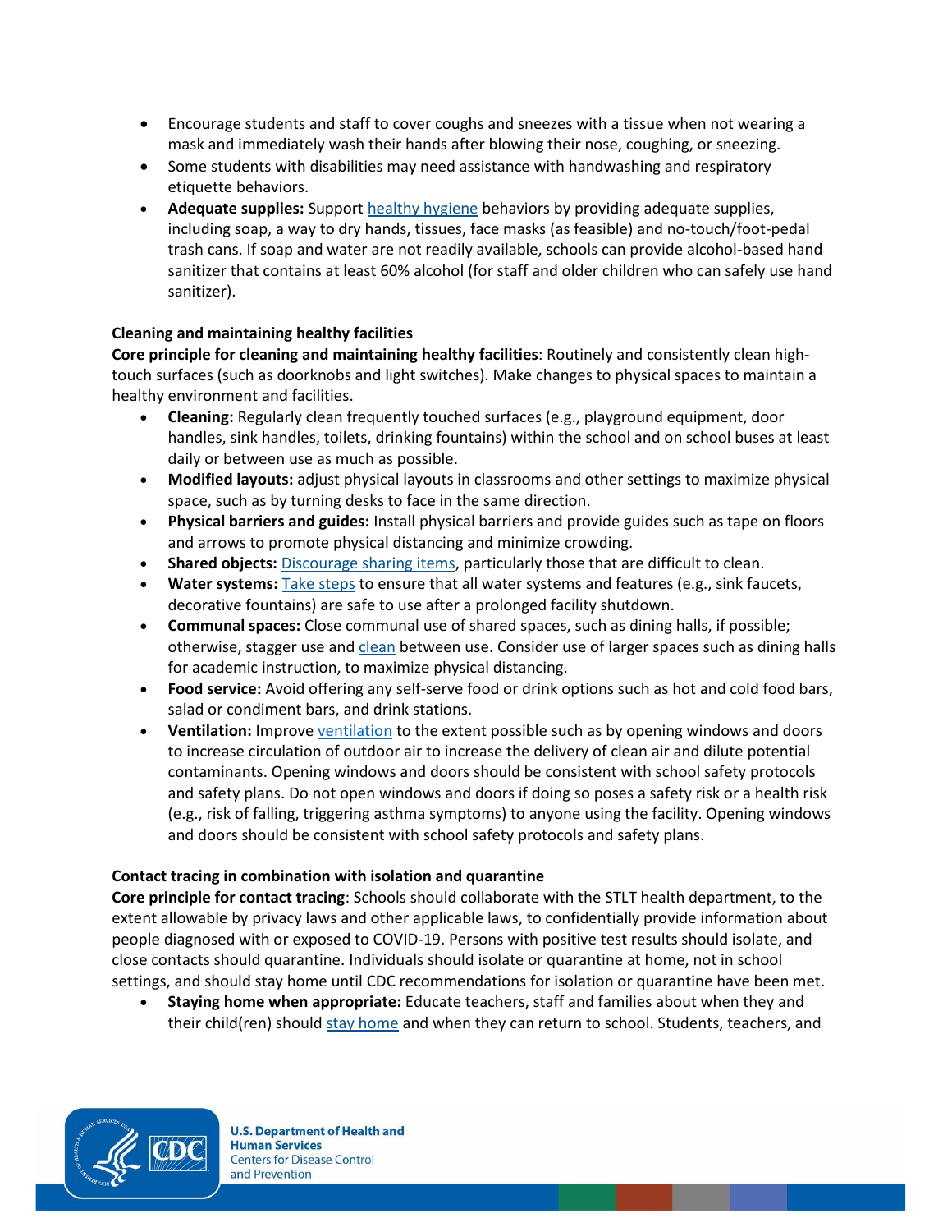- Encourage students and staff to cover coughs and sneezes with a tissue when not wearing a mask and immediately wash their hands after blowing their nose, coughing, or sneezing.
- Some students with disabilities may need assistance with handwashing and respiratory etiquette behaviors.
- **Adequate supplies:** Support healthy hygiene behaviors by providing adequate supplies, including soap, a way to dry hands, tissues, face masks (as feasible) and no-touch/foot-pedal trash cans. If soap and water are not readily available, schools can provide alcohol-based hand sanitizer that contains at least 60% alcohol (for staff and older children who can safely use hand sanitizer).

**Cleaning and maintaining healthy facilities**

**Core principle for cleaning and maintaining healthy facilities**: Routinely and consistently clean high-touch surfaces (such as doorknobs and light switches). Make changes to physical spaces to maintain a healthy environment and facilities.

- **Cleaning:** Regularly clean frequently touched surfaces (e.g., playground equipment, door handles, sink handles, toilets, drinking fountains) within the school and on school buses at least daily or between use as much as possible.
- **Modified layouts:** adjust physical layouts in classrooms and other settings to maximize physical space, such as by turning desks to face in the same direction.
- **Physical barriers and guides:** Install physical barriers and provide guides such as tape on floors and arrows to promote physical distancing and minimize crowding.
- **Shared objects:** Discourage sharing items, particularly those that are difficult to clean.
- **Water systems:** Take steps to ensure that all water systems and features (e.g., sink faucets, decorative fountains) are safe to use after a prolonged facility shutdown.
- **Communal spaces:** Close communal use of shared spaces, such as dining halls, if possible; otherwise, stagger use and clean between use. Consider use of larger spaces such as dining halls for academic instruction, to maximize physical distancing.
- **Food service:** Avoid offering any self-serve food or drink options such as hot and cold food bars, salad or condiment bars, and drink stations.
- **Ventilation:** Improve ventilation to the extent possible such as by opening windows and doors to increase circulation of outdoor air to increase the delivery of clean air and dilute potential contaminants. Opening windows and doors should be consistent with school safety protocols and safety plans. Do not open windows and doors if doing so poses a safety risk or a health risk (e.g., risk of falling, triggering asthma symptoms) to anyone using the facility. Opening windows and doors should be consistent with school safety protocols and safety plans.

**Contact tracing in combination with isolation and quarantine**

**Core principle for contact tracing**: Schools should collaborate with the STLT health department, to the extent allowable by privacy laws and other applicable laws, to confidentially provide information about people diagnosed with or exposed to COVID-19. Persons with positive test results should isolate, and close contacts should quarantine. Individuals should isolate or quarantine at home, not in school settings, and should stay home until CDC recommendations for isolation or quarantine have been met.

- **Staying home when appropriate:** Educate teachers, staff and families about when they and their child(ren) should stay home and when they can return to school. Students, teachers, and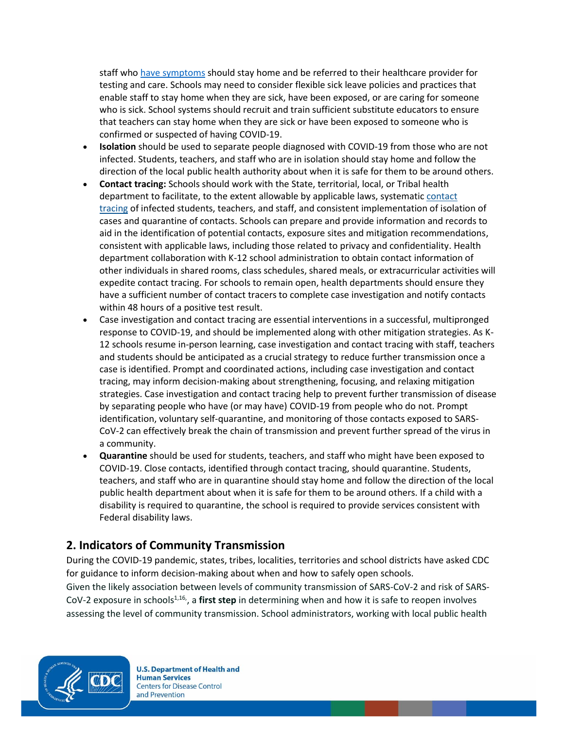staff who have symptoms should stay home and be referred to their healthcare provider for testing and care. Schools may need to consider flexible sick leave policies and practices that enable staff to stay home when they are sick, have been exposed, or are caring for someone who is sick. School systems should recruit and train sufficient substitute educators to ensure that teachers can stay home when they are sick or have been exposed to someone who is confirmed or suspected of having COVID-19.

- **Isolation** should be used to separate people diagnosed with COVID-19 from those who are not infected. Students, teachers, and staff who are in isolation should stay home and follow the direction of the local public health authority about when it is safe for them to be around others.
- **Contact tracing:** Schools should work with the State, territorial, local, or Tribal health department to facilitate, to the extent allowable by applicable laws, systematic contact tracing of infected students, teachers, and staff, and consistent implementation of isolation of cases and quarantine of contacts. Schools can prepare and provide information and records to aid in the identification of potential contacts, exposure sites and mitigation recommendations, consistent with applicable laws, including those related to privacy and confidentiality. Health department collaboration with K-12 school administration to obtain contact information of other individuals in shared rooms, class schedules, shared meals, or extracurricular activities will expedite contact tracing. For schools to remain open, health departments should ensure they have a sufficient number of contact tracers to complete case investigation and notify contacts within 48 hours of a positive test result.
- Case investigation and contact tracing are essential interventions in a successful, multipronged response to COVID-19, and should be implemented along with other mitigation strategies. As K-12 schools resume in-person learning, case investigation and contact tracing with staff, teachers and students should be anticipated as a crucial strategy to reduce further transmission once a case is identified. Prompt and coordinated actions, including case investigation and contact tracing, may inform decision-making about strengthening, focusing, and relaxing mitigation strategies. Case investigation and contact tracing help to prevent further transmission of disease by separating people who have (or may have) COVID-19 from people who do not. Prompt identification, voluntary self-quarantine, and monitoring of those contacts exposed to SARS-CoV-2 can effectively break the chain of transmission and prevent further spread of the virus in a community.
- **Quarantine** should be used for students, teachers, and staff who might have been exposed to COVID-19. Close contacts, identified through contact tracing, should quarantine. Students, teachers, and staff who are in quarantine should stay home and follow the direction of the local public health department about when it is safe for them to be around others. If a child with a disability is required to quarantine, the school is required to provide services consistent with Federal disability laws.

## 2. Indicators of Community Transmission

During the COVID-19 pandemic, states, tribes, localities, territories and school districts have asked CDC for guidance to inform decision-making about when and how to safely open schools.

Given the likely association between levels of community transmission of SARS-CoV-2 and risk of SARS-CoV-2 exposure in schools[1,16], a **first step** in determining when and how it is safe to reopen involves assessing the level of community transmission. School administrators, working with local public health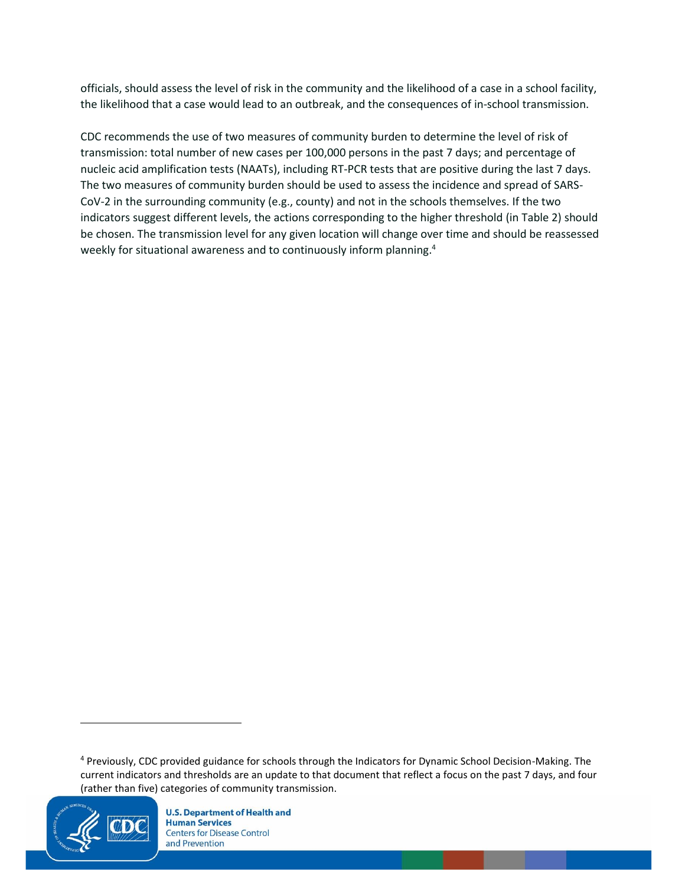officials, should assess the level of risk in the community and the likelihood of a case in a school facility, the likelihood that a case would lead to an outbreak, and the consequences of in-school transmission.

CDC recommends the use of two measures of community burden to determine the level of risk of transmission: total number of new cases per 100,000 persons in the past 7 days; and percentage of nucleic acid amplification tests (NAATs), including RT-PCR tests that are positive during the last 7 days. The two measures of community burden should be used to assess the incidence and spread of SARS-CoV-2 in the surrounding community (e.g., county) and not in the schools themselves. If the two indicators suggest different levels, the actions corresponding to the higher threshold (in Table 2) should be chosen. The transmission level for any given location will change over time and should be reassessed weekly for situational awareness and to continuously inform planning.[4]

---

[4] Previously, CDC provided guidance for schools through the Indicators for Dynamic School Decision-Making. The current indicators and thresholds are an update to that document that reflect a focus on the past 7 days, and four (rather than five) categories of community transmission.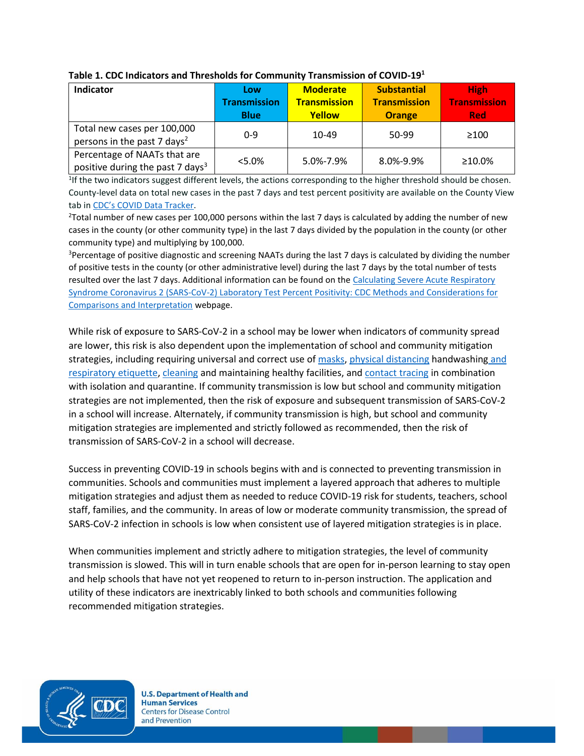**Table 1. CDC Indicators and Thresholds for Community Transmission of COVID-19[1]**

| Indicator | Low Transmission Blue | Moderate Transmission Yellow | Substantial Transmission Orange | High Transmission Red |
|---|---|---|---|---|
| Total new cases per 100,000 persons in the past 7 days[2] | 0-9 | 10-49 | 50-99 | ≥100 |
| Percentage of NAATs that are positive during the past 7 days[3] | <5.0% | 5.0%-7.9% | 8.0%-9.9% | ≥10.0% |

[1]If the two indicators suggest different levels, the actions corresponding to the higher threshold should be chosen. County-level data on total new cases in the past 7 days and test percent positivity are available on the County View tab in CDC's COVID Data Tracker.

[2]Total number of new cases per 100,000 persons within the last 7 days is calculated by adding the number of new cases in the county (or other community type) in the last 7 days divided by the population in the county (or other community type) and multiplying by 100,000.

[3]Percentage of positive diagnostic and screening NAATs during the last 7 days is calculated by dividing the number of positive tests in the county (or other administrative level) during the last 7 days by the total number of tests resulted over the last 7 days. Additional information can be found on the Calculating Severe Acute Respiratory Syndrome Coronavirus 2 (SARS-CoV-2) Laboratory Test Percent Positivity: CDC Methods and Considerations for Comparisons and Interpretation webpage.

While risk of exposure to SARS-CoV-2 in a school may be lower when indicators of community spread are lower, this risk is also dependent upon the implementation of school and community mitigation strategies, including requiring universal and correct use of masks, physical distancing handwashing and respiratory etiquette, cleaning and maintaining healthy facilities, and contact tracing in combination with isolation and quarantine. If community transmission is low but school and community mitigation strategies are not implemented, then the risk of exposure and subsequent transmission of SARS-CoV-2 in a school will increase. Alternately, if community transmission is high, but school and community mitigation strategies are implemented and strictly followed as recommended, then the risk of transmission of SARS-CoV-2 in a school will decrease.

Success in preventing COVID-19 in schools begins with and is connected to preventing transmission in communities. Schools and communities must implement a layered approach that adheres to multiple mitigation strategies and adjust them as needed to reduce COVID-19 risk for students, teachers, school staff, families, and the community. In areas of low or moderate community transmission, the spread of SARS-CoV-2 infection in schools is low when consistent use of layered mitigation strategies is in place.

When communities implement and strictly adhere to mitigation strategies, the level of community transmission is slowed. This will in turn enable schools that are open for in-person learning to stay open and help schools that have not yet reopened to return to in-person instruction. The application and utility of these indicators are inextricably linked to both schools and communities following recommended mitigation strategies.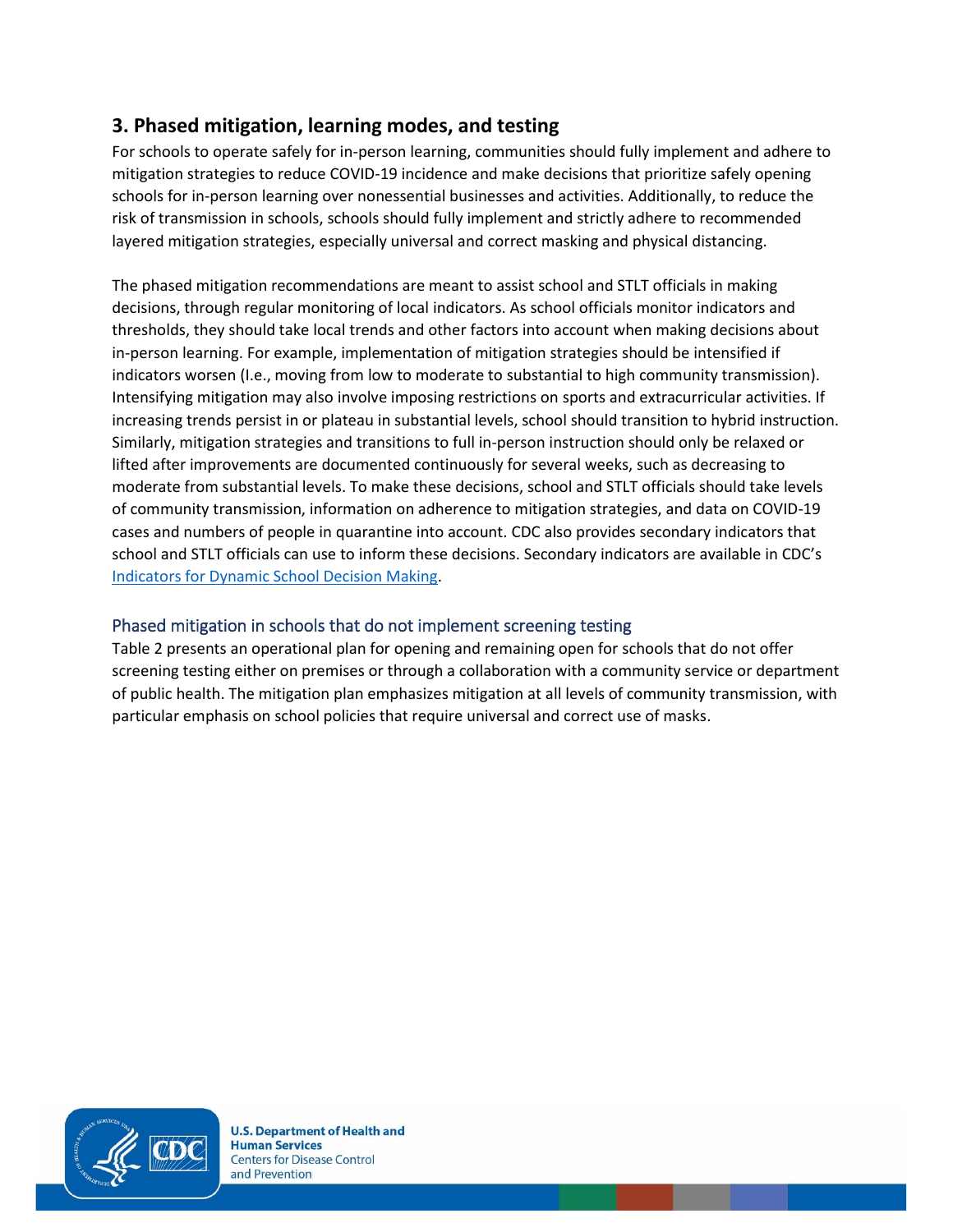## 3. Phased mitigation, learning modes, and testing

For schools to operate safely for in-person learning, communities should fully implement and adhere to mitigation strategies to reduce COVID-19 incidence and make decisions that prioritize safely opening schools for in-person learning over nonessential businesses and activities. Additionally, to reduce the risk of transmission in schools, schools should fully implement and strictly adhere to recommended layered mitigation strategies, especially universal and correct masking and physical distancing.

The phased mitigation recommendations are meant to assist school and STLT officials in making decisions, through regular monitoring of local indicators. As school officials monitor indicators and thresholds, they should take local trends and other factors into account when making decisions about in-person learning. For example, implementation of mitigation strategies should be intensified if indicators worsen (I.e., moving from low to moderate to substantial to high community transmission). Intensifying mitigation may also involve imposing restrictions on sports and extracurricular activities. If increasing trends persist in or plateau in substantial levels, school should transition to hybrid instruction. Similarly, mitigation strategies and transitions to full in-person instruction should only be relaxed or lifted after improvements are documented continuously for several weeks, such as decreasing to moderate from substantial levels. To make these decisions, school and STLT officials should take levels of community transmission, information on adherence to mitigation strategies, and data on COVID-19 cases and numbers of people in quarantine into account. CDC also provides secondary indicators that school and STLT officials can use to inform these decisions. Secondary indicators are available in CDC's [Indicators for Dynamic School Decision Making](#).

### Phased mitigation in schools that do not implement screening testing

Table 2 presents an operational plan for opening and remaining open for schools that do not offer screening testing either on premises or through a collaboration with a community service or department of public health. The mitigation plan emphasizes mitigation at all levels of community transmission, with particular emphasis on school policies that require universal and correct use of masks.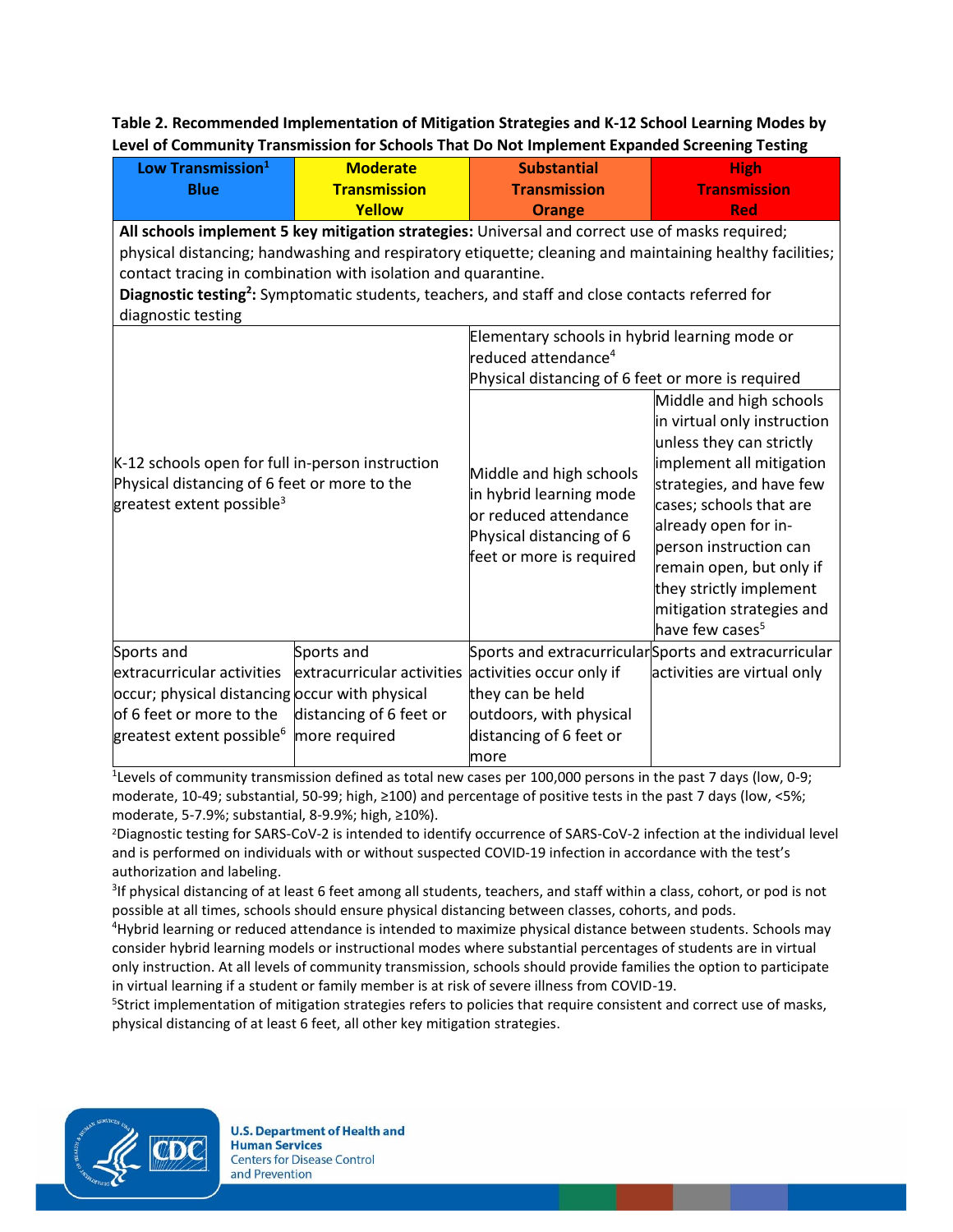**Table 2. Recommended Implementation of Mitigation Strategies and K-12 School Learning Modes by Level of Community Transmission for Schools That Do Not Implement Expanded Screening Testing**

| Low Transmission[1] Blue | Moderate Transmission Yellow | Substantial Transmission Orange | High Transmission Red |
|---|---|---|---|
| **All schools implement 5 key mitigation strategies:** Universal and correct use of masks required; physical distancing; handwashing and respiratory etiquette; cleaning and maintaining healthy facilities; contact tracing in combination with isolation and quarantine. **Diagnostic testing[2]:** Symptomatic students, teachers, and staff and close contacts referred for diagnostic testing | | | |
| K-12 schools open for full in-person instruction Physical distancing of 6 feet or more to the greatest extent possible[3] | | Elementary schools in hybrid learning mode or reduced attendance[4] Physical distancing of 6 feet or more is required | |
| | | Middle and high schools in hybrid learning mode or reduced attendance Physical distancing of 6 feet or more is required | Middle and high schools in virtual only instruction unless they can strictly implement all mitigation strategies, and have few cases; schools that are already open for in-person instruction can remain open, but only if they strictly implement mitigation strategies and have few cases[5] |
| Sports and extracurricular activities occur; physical distancing of 6 feet or more to the greatest extent possible[6] | Sports and extracurricular activities occur with physical distancing of 6 feet or more required | Sports and extracurricular activities occur only if they can be held outdoors, with physical distancing of 6 feet or more | Sports and extracurricular activities are virtual only |

[1]Levels of community transmission defined as total new cases per 100,000 persons in the past 7 days (low, 0-9; moderate, 10-49; substantial, 50-99; high, ≥100) and percentage of positive tests in the past 7 days (low, <5%; moderate, 5-7.9%; substantial, 8-9.9%; high, ≥10%).

[2]Diagnostic testing for SARS-CoV-2 is intended to identify occurrence of SARS-CoV-2 infection at the individual level and is performed on individuals with or without suspected COVID-19 infection in accordance with the test's authorization and labeling.

[3]If physical distancing of at least 6 feet among all students, teachers, and staff within a class, cohort, or pod is not possible at all times, schools should ensure physical distancing between classes, cohorts, and pods.

[4]Hybrid learning or reduced attendance is intended to maximize physical distance between students. Schools may consider hybrid learning models or instructional modes where substantial percentages of students are in virtual only instruction. At all levels of community transmission, schools should provide families the option to participate in virtual learning if a student or family member is at risk of severe illness from COVID-19.

[5]Strict implementation of mitigation strategies refers to policies that require consistent and correct use of masks, physical distancing of at least 6 feet, all other key mitigation strategies.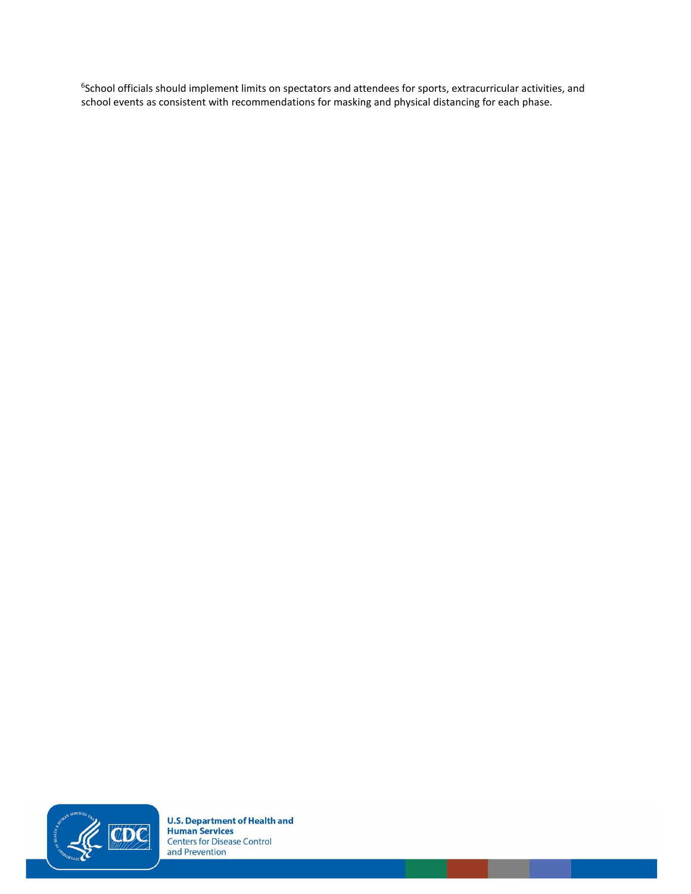[6]School officials should implement limits on spectators and attendees for sports, extracurricular activities, and school events as consistent with recommendations for masking and physical distancing for each phase.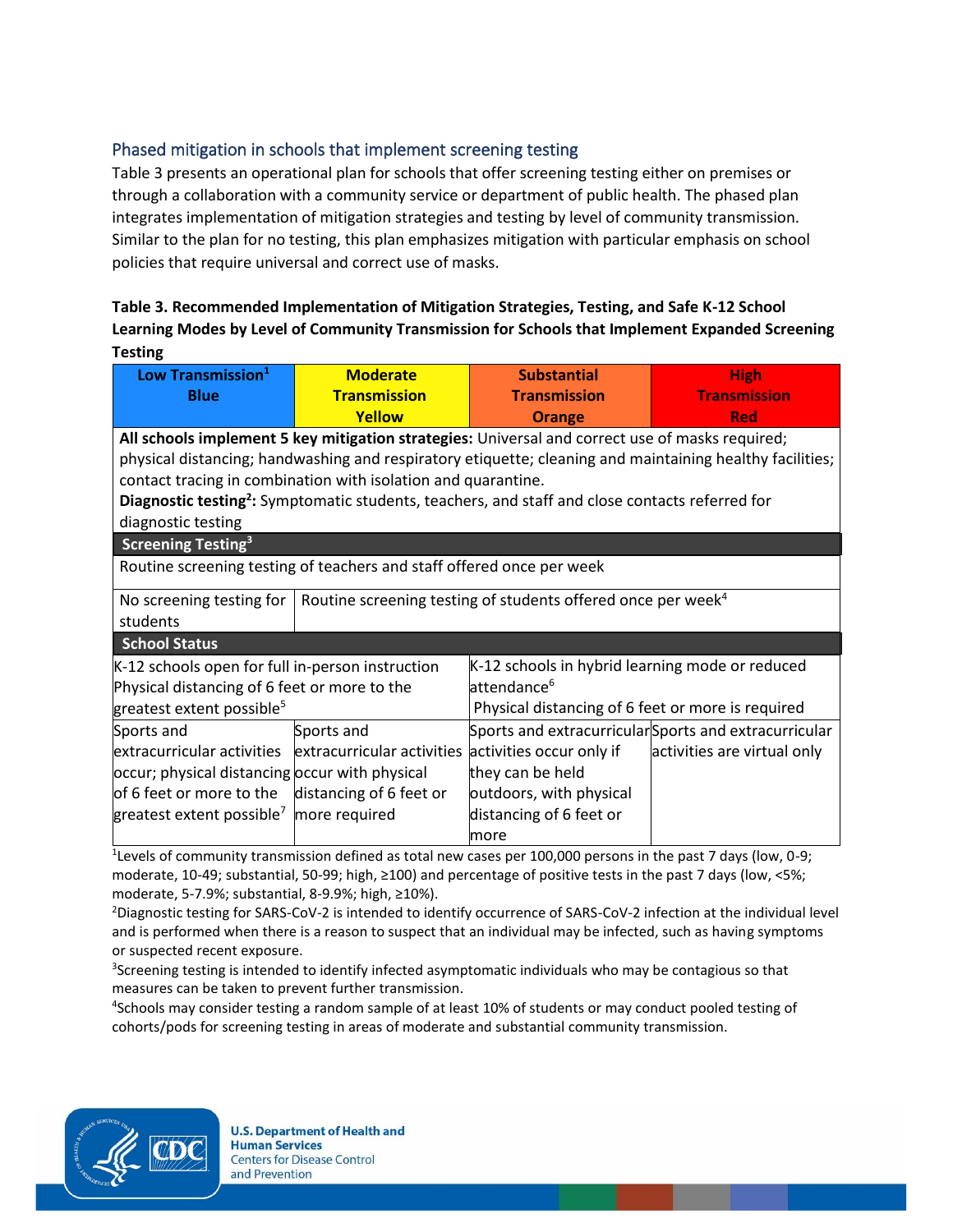## Phased mitigation in schools that implement screening testing

Table 3 presents an operational plan for schools that offer screening testing either on premises or through a collaboration with a community service or department of public health. The phased plan integrates implementation of mitigation strategies and testing by level of community transmission. Similar to the plan for no testing, this plan emphasizes mitigation with particular emphasis on school policies that require universal and correct use of masks.

**Table 3. Recommended Implementation of Mitigation Strategies, Testing, and Safe K-12 School Learning Modes by Level of Community Transmission for Schools that Implement Expanded Screening Testing**

| Low Transmission[1] Blue | Moderate Transmission Yellow | Substantial Transmission Orange | High Transmission Red |
|---|---|---|---|
| **All schools implement 5 key mitigation strategies:** Universal and correct use of masks required; physical distancing; handwashing and respiratory etiquette; cleaning and maintaining healthy facilities; contact tracing in combination with isolation and quarantine. **Diagnostic testing[2]:** Symptomatic students, teachers, and staff and close contacts referred for diagnostic testing | | | |
| **Screening Testing[3]** | | | |
| Routine screening testing of teachers and staff offered once per week | | | |
| No screening testing for students | Routine screening testing of students offered once per week[4] | | |
| **School Status** | | | |
| K-12 schools open for full in-person instruction Physical distancing of 6 feet or more to the greatest extent possible[5] | | K-12 schools in hybrid learning mode or reduced attendance[6] Physical distancing of 6 feet or more is required | |
| Sports and extracurricular activities occur; physical distancing of 6 feet or more to the greatest extent possible[7] | Sports and extracurricular activities occur with physical distancing of 6 feet or more required | Sports and extracurricular activities occur only if they can be held outdoors, with physical distancing of 6 feet or more | Sports and extracurricular activities are virtual only |

[1]Levels of community transmission defined as total new cases per 100,000 persons in the past 7 days (low, 0-9; moderate, 10-49; substantial, 50-99; high, ≥100) and percentage of positive tests in the past 7 days (low, <5%; moderate, 5-7.9%; substantial, 8-9.9%; high, ≥10%).

[2]Diagnostic testing for SARS-CoV-2 is intended to identify occurrence of SARS-CoV-2 infection at the individual level and is performed when there is a reason to suspect that an individual may be infected, such as having symptoms or suspected recent exposure.

[3]Screening testing is intended to identify infected asymptomatic individuals who may be contagious so that measures can be taken to prevent further transmission.

[4]Schools may consider testing a random sample of at least 10% of students or may conduct pooled testing of cohorts/pods for screening testing in areas of moderate and substantial community transmission.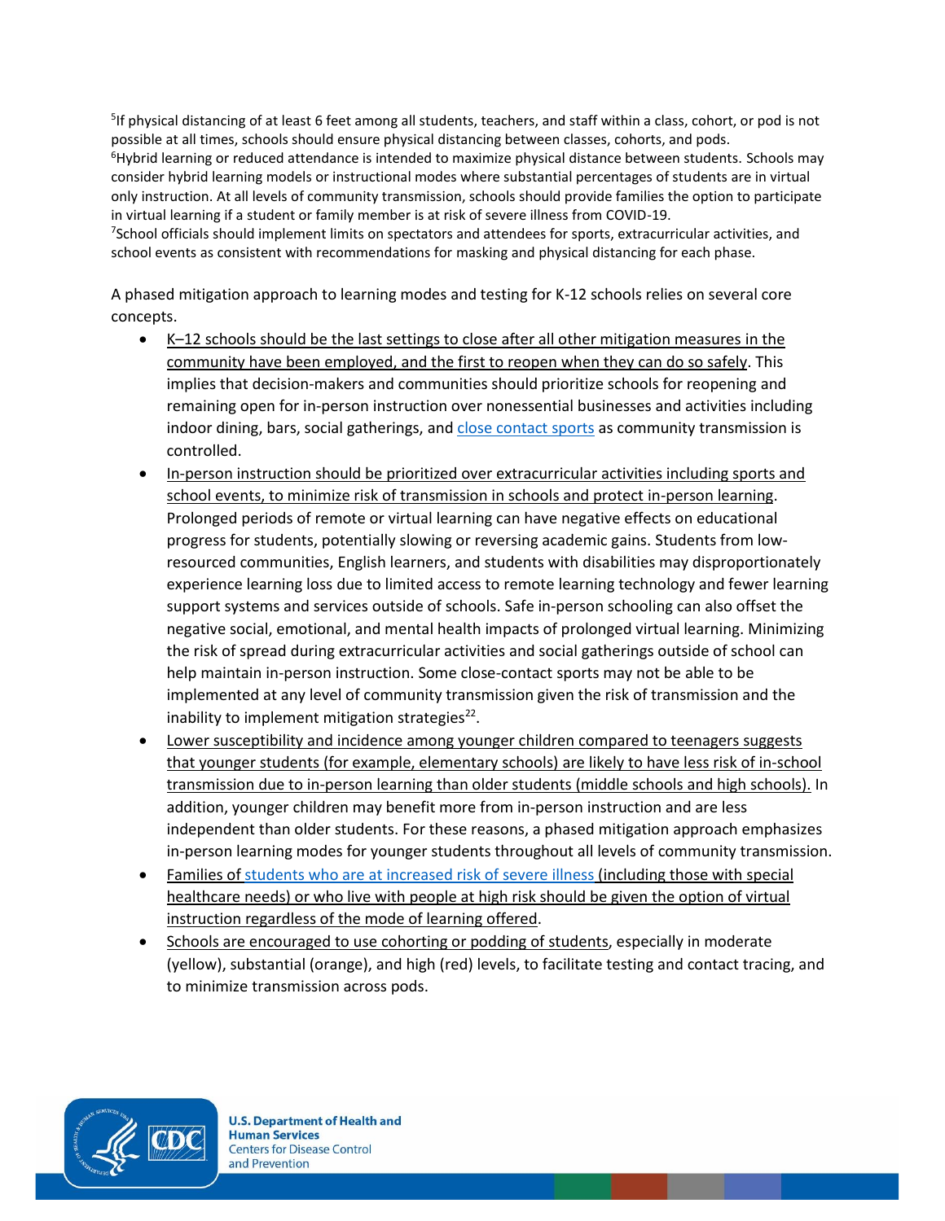[5]If physical distancing of at least 6 feet among all students, teachers, and staff within a class, cohort, or pod is not possible at all times, schools should ensure physical distancing between classes, cohorts, and pods.
[6]Hybrid learning or reduced attendance is intended to maximize physical distance between students. Schools may consider hybrid learning models or instructional modes where substantial percentages of students are in virtual only instruction. At all levels of community transmission, schools should provide families the option to participate in virtual learning if a student or family member is at risk of severe illness from COVID-19.
[7]School officials should implement limits on spectators and attendees for sports, extracurricular activities, and school events as consistent with recommendations for masking and physical distancing for each phase.

A phased mitigation approach to learning modes and testing for K-12 schools relies on several core concepts.

- K–12 schools should be the last settings to close after all other mitigation measures in the community have been employed, and the first to reopen when they can do so safely. This implies that decision-makers and communities should prioritize schools for reopening and remaining open for in-person instruction over nonessential businesses and activities including indoor dining, bars, social gatherings, and close contact sports as community transmission is controlled.
- In-person instruction should be prioritized over extracurricular activities including sports and school events, to minimize risk of transmission in schools and protect in-person learning. Prolonged periods of remote or virtual learning can have negative effects on educational progress for students, potentially slowing or reversing academic gains. Students from low-resourced communities, English learners, and students with disabilities may disproportionately experience learning loss due to limited access to remote learning technology and fewer learning support systems and services outside of schools. Safe in-person schooling can also offset the negative social, emotional, and mental health impacts of prolonged virtual learning. Minimizing the risk of spread during extracurricular activities and social gatherings outside of school can help maintain in-person instruction. Some close-contact sports may not be able to be implemented at any level of community transmission given the risk of transmission and the inability to implement mitigation strategies[22].
- Lower susceptibility and incidence among younger children compared to teenagers suggests that younger students (for example, elementary schools) are likely to have less risk of in-school transmission due to in-person learning than older students (middle schools and high schools). In addition, younger children may benefit more from in-person instruction and are less independent than older students. For these reasons, a phased mitigation approach emphasizes in-person learning modes for younger students throughout all levels of community transmission.
- Families of students who are at increased risk of severe illness (including those with special healthcare needs) or who live with people at high risk should be given the option of virtual instruction regardless of the mode of learning offered.
- Schools are encouraged to use cohorting or podding of students, especially in moderate (yellow), substantial (orange), and high (red) levels, to facilitate testing and contact tracing, and to minimize transmission across pods.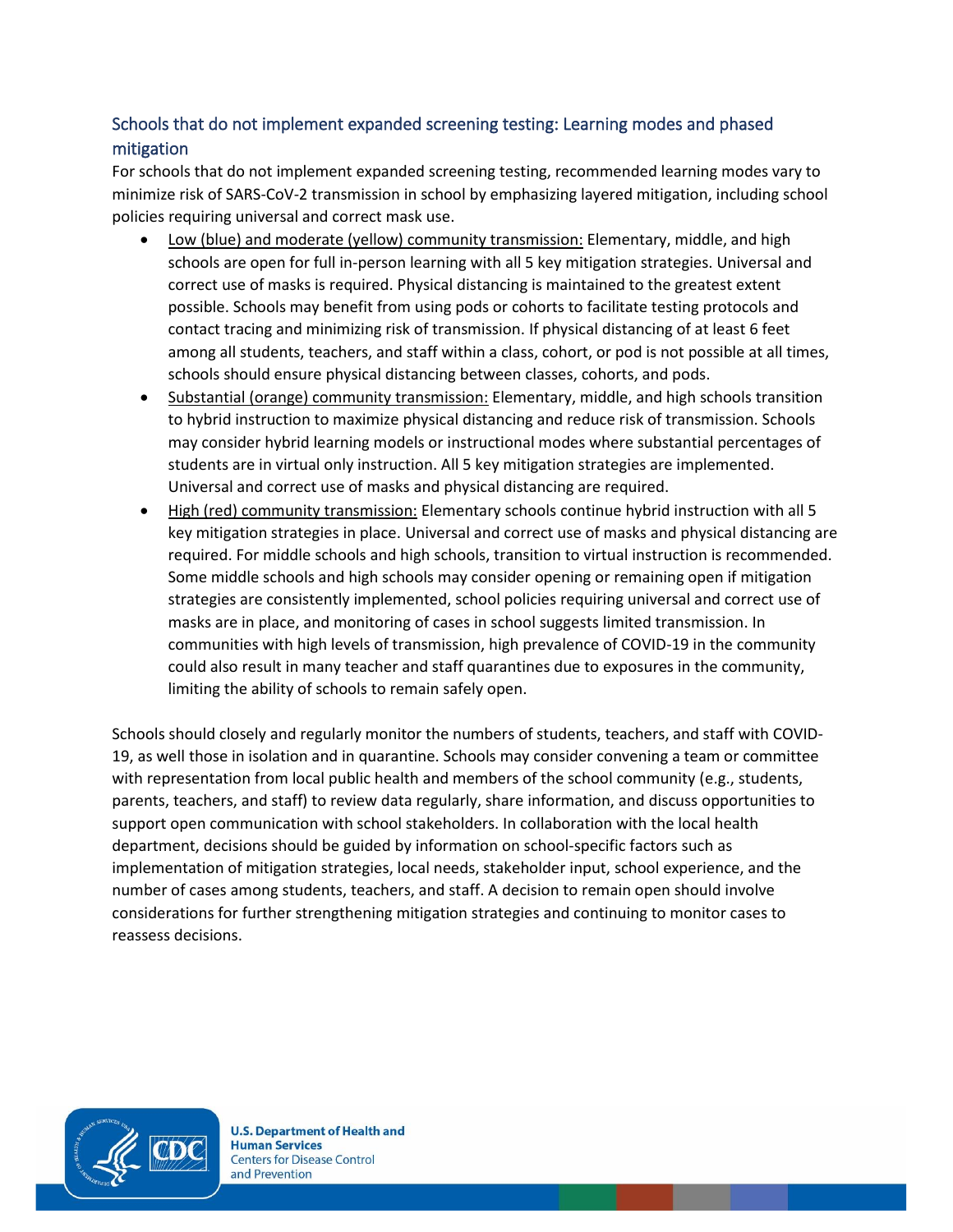### Schools that do not implement expanded screening testing: Learning modes and phased mitigation

For schools that do not implement expanded screening testing, recommended learning modes vary to minimize risk of SARS-CoV-2 transmission in school by emphasizing layered mitigation, including school policies requiring universal and correct mask use.

- Low (blue) and moderate (yellow) community transmission: Elementary, middle, and high schools are open for full in-person learning with all 5 key mitigation strategies. Universal and correct use of masks is required. Physical distancing is maintained to the greatest extent possible. Schools may benefit from using pods or cohorts to facilitate testing protocols and contact tracing and minimizing risk of transmission. If physical distancing of at least 6 feet among all students, teachers, and staff within a class, cohort, or pod is not possible at all times, schools should ensure physical distancing between classes, cohorts, and pods.
- Substantial (orange) community transmission: Elementary, middle, and high schools transition to hybrid instruction to maximize physical distancing and reduce risk of transmission. Schools may consider hybrid learning models or instructional modes where substantial percentages of students are in virtual only instruction. All 5 key mitigation strategies are implemented. Universal and correct use of masks and physical distancing are required.
- High (red) community transmission: Elementary schools continue hybrid instruction with all 5 key mitigation strategies in place. Universal and correct use of masks and physical distancing are required. For middle schools and high schools, transition to virtual instruction is recommended. Some middle schools and high schools may consider opening or remaining open if mitigation strategies are consistently implemented, school policies requiring universal and correct use of masks are in place, and monitoring of cases in school suggests limited transmission. In communities with high levels of transmission, high prevalence of COVID-19 in the community could also result in many teacher and staff quarantines due to exposures in the community, limiting the ability of schools to remain safely open.

Schools should closely and regularly monitor the numbers of students, teachers, and staff with COVID-19, as well those in isolation and in quarantine. Schools may consider convening a team or committee with representation from local public health and members of the school community (e.g., students, parents, teachers, and staff) to review data regularly, share information, and discuss opportunities to support open communication with school stakeholders. In collaboration with the local health department, decisions should be guided by information on school-specific factors such as implementation of mitigation strategies, local needs, stakeholder input, school experience, and the number of cases among students, teachers, and staff. A decision to remain open should involve considerations for further strengthening mitigation strategies and continuing to monitor cases to reassess decisions.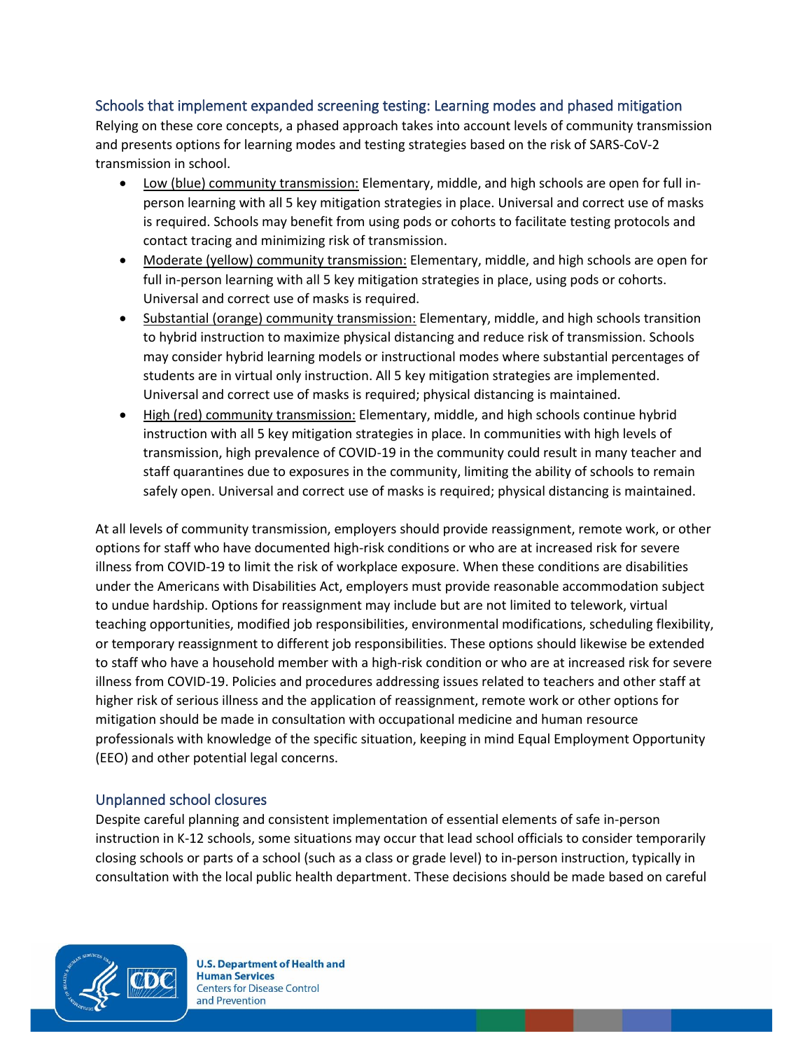## Schools that implement expanded screening testing: Learning modes and phased mitigation

Relying on these core concepts, a phased approach takes into account levels of community transmission and presents options for learning modes and testing strategies based on the risk of SARS-CoV-2 transmission in school.

- Low (blue) community transmission: Elementary, middle, and high schools are open for full in-person learning with all 5 key mitigation strategies in place. Universal and correct use of masks is required. Schools may benefit from using pods or cohorts to facilitate testing protocols and contact tracing and minimizing risk of transmission.
- Moderate (yellow) community transmission: Elementary, middle, and high schools are open for full in-person learning with all 5 key mitigation strategies in place, using pods or cohorts. Universal and correct use of masks is required.
- Substantial (orange) community transmission: Elementary, middle, and high schools transition to hybrid instruction to maximize physical distancing and reduce risk of transmission. Schools may consider hybrid learning models or instructional modes where substantial percentages of students are in virtual only instruction. All 5 key mitigation strategies are implemented. Universal and correct use of masks is required; physical distancing is maintained.
- High (red) community transmission: Elementary, middle, and high schools continue hybrid instruction with all 5 key mitigation strategies in place. In communities with high levels of transmission, high prevalence of COVID-19 in the community could result in many teacher and staff quarantines due to exposures in the community, limiting the ability of schools to remain safely open. Universal and correct use of masks is required; physical distancing is maintained.

At all levels of community transmission, employers should provide reassignment, remote work, or other options for staff who have documented high-risk conditions or who are at increased risk for severe illness from COVID-19 to limit the risk of workplace exposure. When these conditions are disabilities under the Americans with Disabilities Act, employers must provide reasonable accommodation subject to undue hardship. Options for reassignment may include but are not limited to telework, virtual teaching opportunities, modified job responsibilities, environmental modifications, scheduling flexibility, or temporary reassignment to different job responsibilities. These options should likewise be extended to staff who have a household member with a high-risk condition or who are at increased risk for severe illness from COVID-19. Policies and procedures addressing issues related to teachers and other staff at higher risk of serious illness and the application of reassignment, remote work or other options for mitigation should be made in consultation with occupational medicine and human resource professionals with knowledge of the specific situation, keeping in mind Equal Employment Opportunity (EEO) and other potential legal concerns.

## Unplanned school closures

Despite careful planning and consistent implementation of essential elements of safe in-person instruction in K-12 schools, some situations may occur that lead school officials to consider temporarily closing schools or parts of a school (such as a class or grade level) to in-person instruction, typically in consultation with the local public health department. These decisions should be made based on careful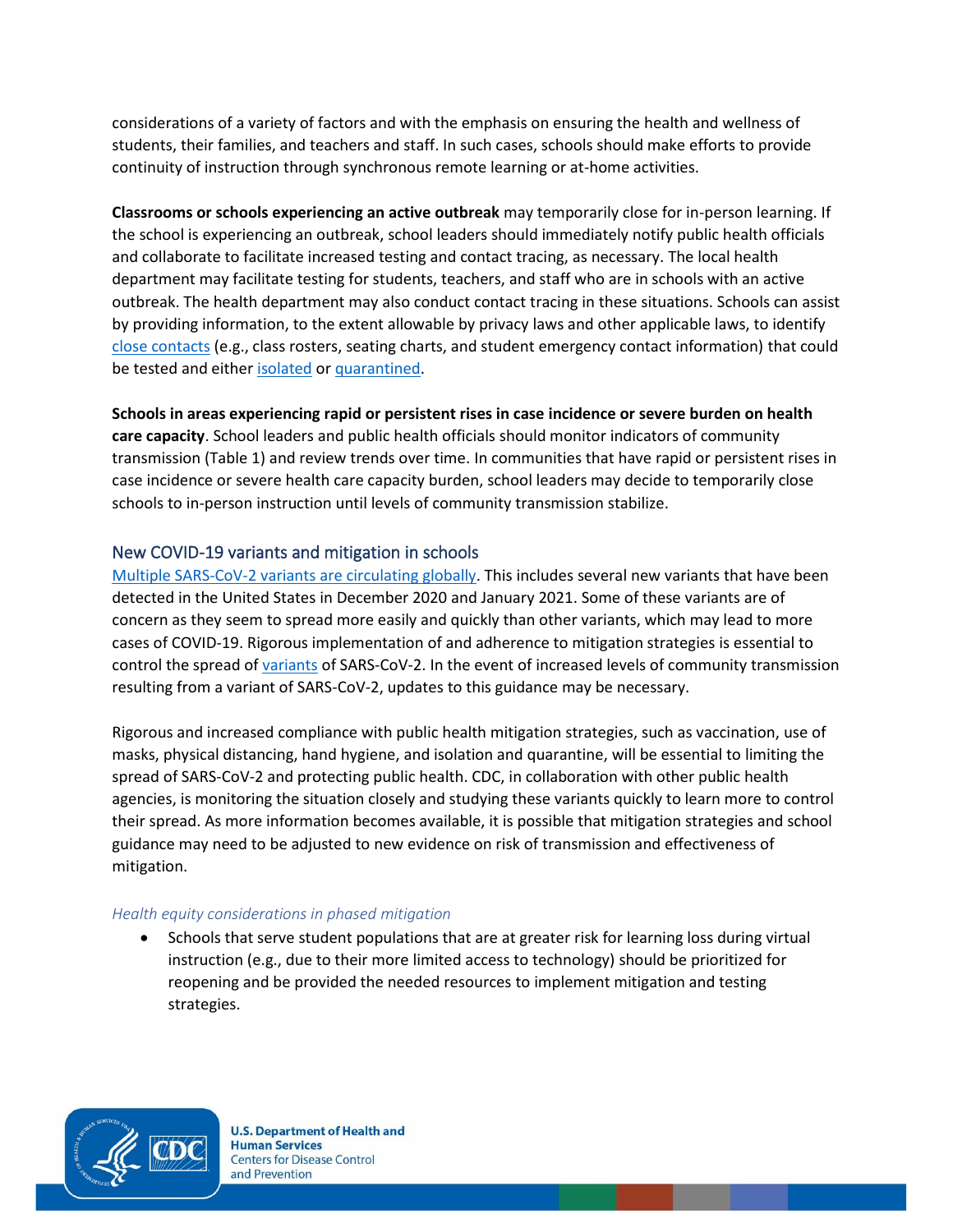considerations of a variety of factors and with the emphasis on ensuring the health and wellness of students, their families, and teachers and staff. In such cases, schools should make efforts to provide continuity of instruction through synchronous remote learning or at-home activities.

**Classrooms or schools experiencing an active outbreak** may temporarily close for in-person learning. If the school is experiencing an outbreak, school leaders should immediately notify public health officials and collaborate to facilitate increased testing and contact tracing, as necessary. The local health department may facilitate testing for students, teachers, and staff who are in schools with an active outbreak. The health department may also conduct contact tracing in these situations. Schools can assist by providing information, to the extent allowable by privacy laws and other applicable laws, to identify close contacts (e.g., class rosters, seating charts, and student emergency contact information) that could be tested and either isolated or quarantined.

**Schools in areas experiencing rapid or persistent rises in case incidence or severe burden on health care capacity**. School leaders and public health officials should monitor indicators of community transmission (Table 1) and review trends over time. In communities that have rapid or persistent rises in case incidence or severe health care capacity burden, school leaders may decide to temporarily close schools to in-person instruction until levels of community transmission stabilize.

## New COVID-19 variants and mitigation in schools

Multiple SARS-CoV-2 variants are circulating globally. This includes several new variants that have been detected in the United States in December 2020 and January 2021. Some of these variants are of concern as they seem to spread more easily and quickly than other variants, which may lead to more cases of COVID-19. Rigorous implementation of and adherence to mitigation strategies is essential to control the spread of variants of SARS-CoV-2. In the event of increased levels of community transmission resulting from a variant of SARS-CoV-2, updates to this guidance may be necessary.

Rigorous and increased compliance with public health mitigation strategies, such as vaccination, use of masks, physical distancing, hand hygiene, and isolation and quarantine, will be essential to limiting the spread of SARS-CoV-2 and protecting public health. CDC, in collaboration with other public health agencies, is monitoring the situation closely and studying these variants quickly to learn more to control their spread. As more information becomes available, it is possible that mitigation strategies and school guidance may need to be adjusted to new evidence on risk of transmission and effectiveness of mitigation.

### *Health equity considerations in phased mitigation*

- Schools that serve student populations that are at greater risk for learning loss during virtual instruction (e.g., due to their more limited access to technology) should be prioritized for reopening and be provided the needed resources to implement mitigation and testing strategies.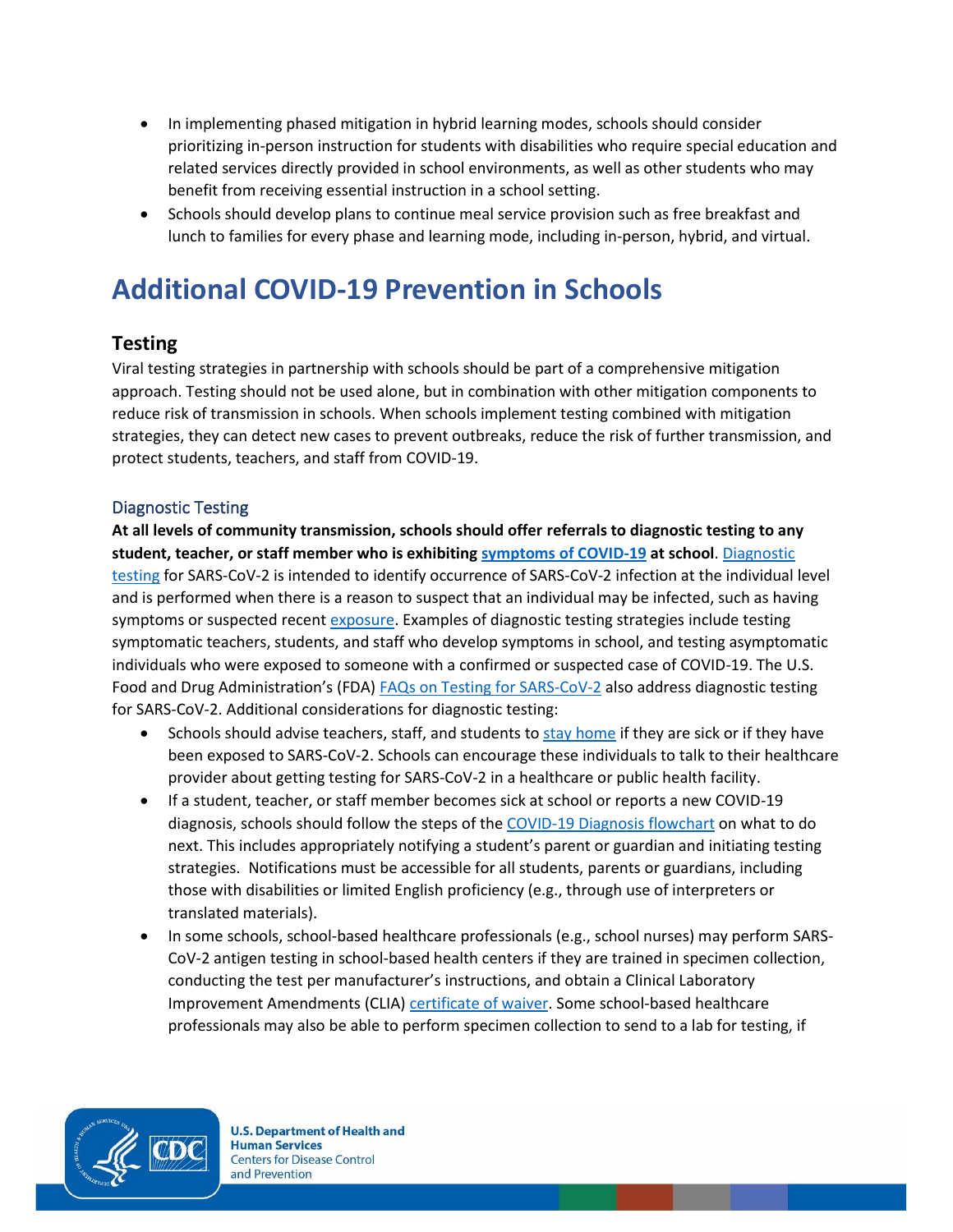- In implementing phased mitigation in hybrid learning modes, schools should consider prioritizing in-person instruction for students with disabilities who require special education and related services directly provided in school environments, as well as other students who may benefit from receiving essential instruction in a school setting.
- Schools should develop plans to continue meal service provision such as free breakfast and lunch to families for every phase and learning mode, including in-person, hybrid, and virtual.

# Additional COVID-19 Prevention in Schools

## Testing

Viral testing strategies in partnership with schools should be part of a comprehensive mitigation approach. Testing should not be used alone, but in combination with other mitigation components to reduce risk of transmission in schools. When schools implement testing combined with mitigation strategies, they can detect new cases to prevent outbreaks, reduce the risk of further transmission, and protect students, teachers, and staff from COVID-19.

### Diagnostic Testing

**At all levels of community transmission, schools should offer referrals to diagnostic testing to any student, teacher, or staff member who is exhibiting symptoms of COVID-19 at school**. Diagnostic testing for SARS-CoV-2 is intended to identify occurrence of SARS-CoV-2 infection at the individual level and is performed when there is a reason to suspect that an individual may be infected, such as having symptoms or suspected recent exposure. Examples of diagnostic testing strategies include testing symptomatic teachers, students, and staff who develop symptoms in school, and testing asymptomatic individuals who were exposed to someone with a confirmed or suspected case of COVID-19. The U.S. Food and Drug Administration's (FDA) FAQs on Testing for SARS-CoV-2 also address diagnostic testing for SARS-CoV-2. Additional considerations for diagnostic testing:

- Schools should advise teachers, staff, and students to stay home if they are sick or if they have been exposed to SARS-CoV-2. Schools can encourage these individuals to talk to their healthcare provider about getting testing for SARS-CoV-2 in a healthcare or public health facility.
- If a student, teacher, or staff member becomes sick at school or reports a new COVID-19 diagnosis, schools should follow the steps of the COVID-19 Diagnosis flowchart on what to do next. This includes appropriately notifying a student's parent or guardian and initiating testing strategies. Notifications must be accessible for all students, parents or guardians, including those with disabilities or limited English proficiency (e.g., through use of interpreters or translated materials).
- In some schools, school-based healthcare professionals (e.g., school nurses) may perform SARS-CoV-2 antigen testing in school-based health centers if they are trained in specimen collection, conducting the test per manufacturer's instructions, and obtain a Clinical Laboratory Improvement Amendments (CLIA) certificate of waiver. Some school-based healthcare professionals may also be able to perform specimen collection to send to a lab for testing, if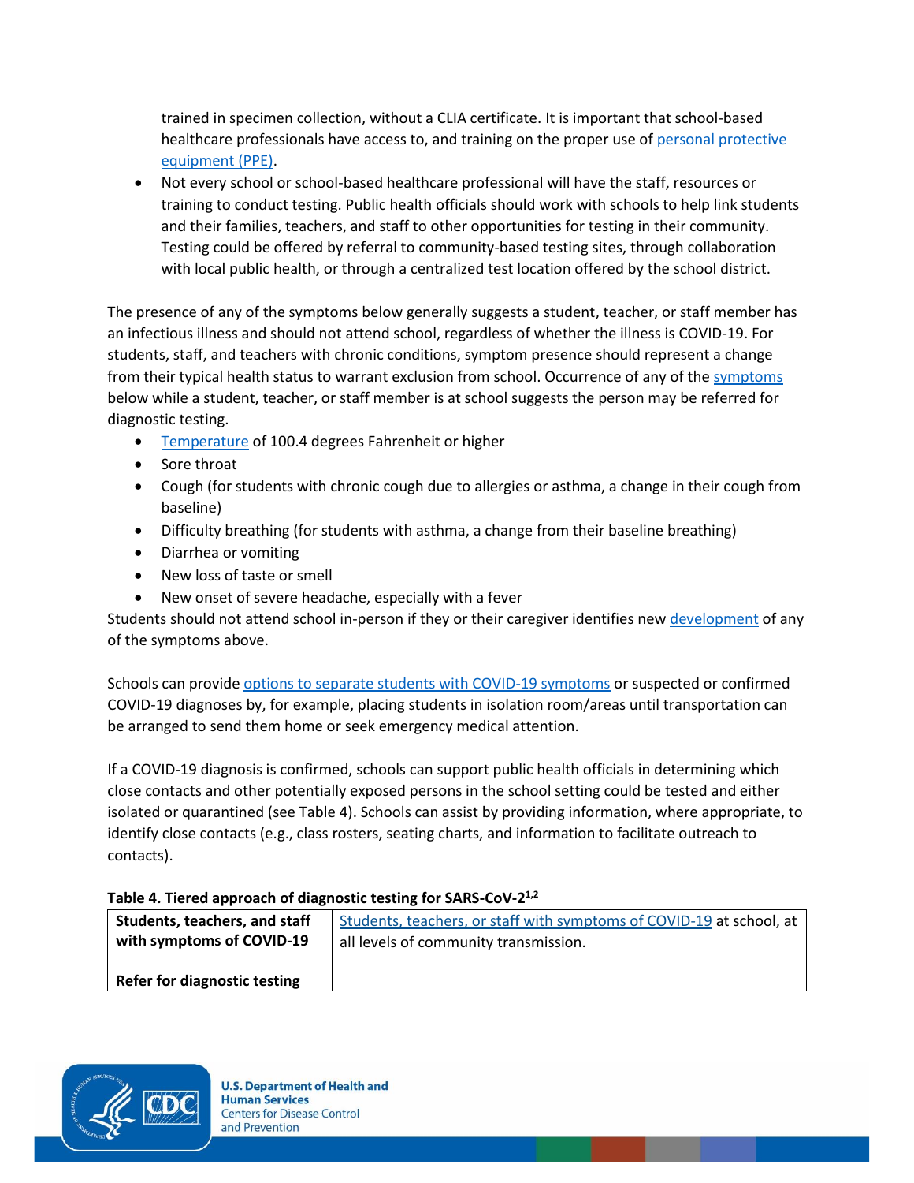trained in specimen collection, without a CLIA certificate. It is important that school-based healthcare professionals have access to, and training on the proper use of personal protective equipment (PPE).

- Not every school or school-based healthcare professional will have the staff, resources or training to conduct testing. Public health officials should work with schools to help link students and their families, teachers, and staff to other opportunities for testing in their community. Testing could be offered by referral to community-based testing sites, through collaboration with local public health, or through a centralized test location offered by the school district.

The presence of any of the symptoms below generally suggests a student, teacher, or staff member has an infectious illness and should not attend school, regardless of whether the illness is COVID-19. For students, staff, and teachers with chronic conditions, symptom presence should represent a change from their typical health status to warrant exclusion from school. Occurrence of any of the symptoms below while a student, teacher, or staff member is at school suggests the person may be referred for diagnostic testing.

- Temperature of 100.4 degrees Fahrenheit or higher
- Sore throat
- Cough (for students with chronic cough due to allergies or asthma, a change in their cough from baseline)
- Difficulty breathing (for students with asthma, a change from their baseline breathing)
- Diarrhea or vomiting
- New loss of taste or smell
- New onset of severe headache, especially with a fever

Students should not attend school in-person if they or their caregiver identifies new development of any of the symptoms above.

Schools can provide options to separate students with COVID-19 symptoms or suspected or confirmed COVID-19 diagnoses by, for example, placing students in isolation room/areas until transportation can be arranged to send them home or seek emergency medical attention.

If a COVID-19 diagnosis is confirmed, schools can support public health officials in determining which close contacts and other potentially exposed persons in the school setting could be tested and either isolated or quarantined (see Table 4). Schools can assist by providing information, where appropriate, to identify close contacts (e.g., class rosters, seating charts, and information to facilitate outreach to contacts).

**Table 4. Tiered approach of diagnostic testing for SARS-CoV-2[1,2]**

| | |
|---|---|
| **Students, teachers, and staff with symptoms of COVID-19**<br><br>**Refer for diagnostic testing** | Students, teachers, or staff with symptoms of COVID-19 at school, at all levels of community transmission. |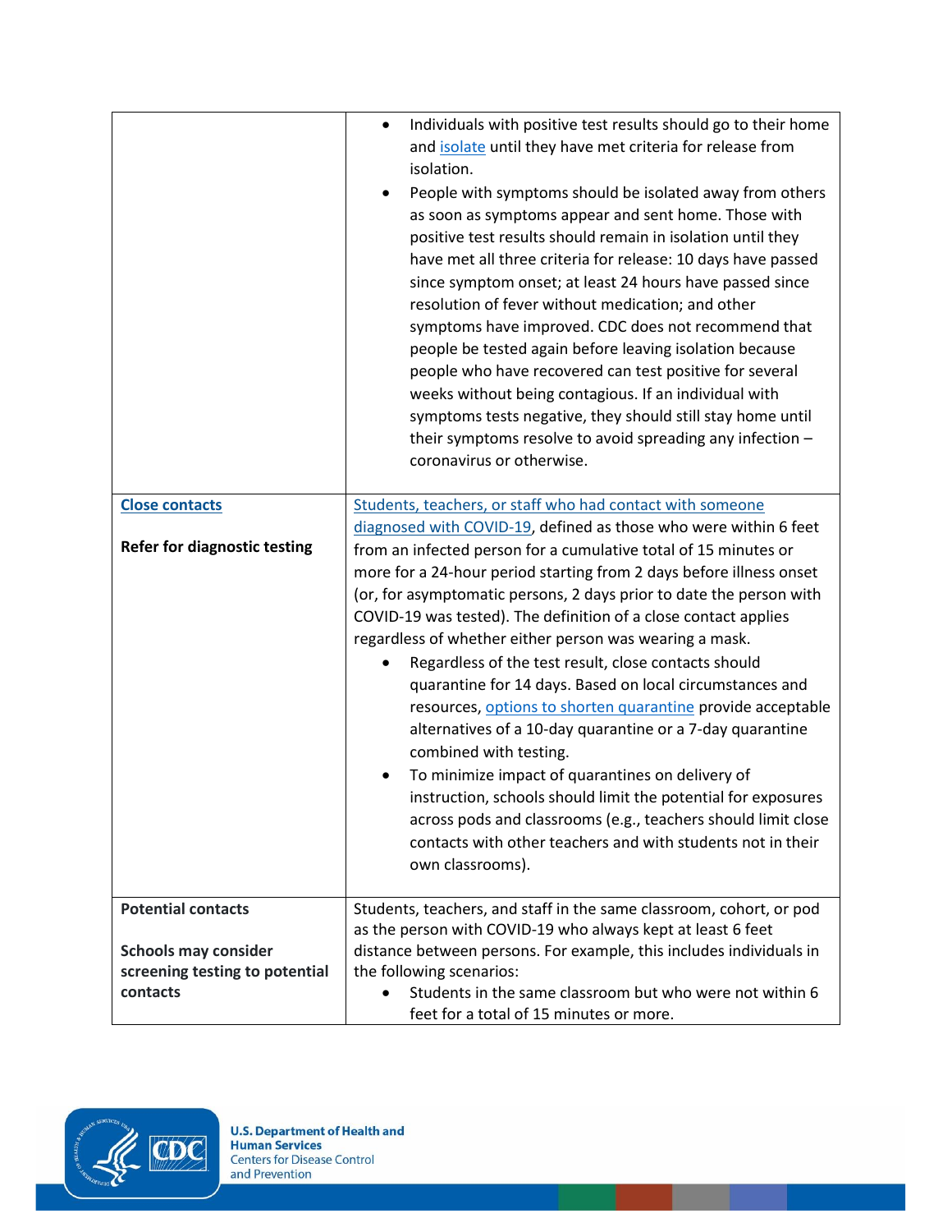| | |
|---|---|
| | • Individuals with positive test results should go to their home and isolate until they have met criteria for release from isolation.<br>• People with symptoms should be isolated away from others as soon as symptoms appear and sent home. Those with positive test results should remain in isolation until they have met all three criteria for release: 10 days have passed since symptom onset; at least 24 hours have passed since resolution of fever without medication; and other symptoms have improved. CDC does not recommend that people be tested again before leaving isolation because people who have recovered can test positive for several weeks without being contagious. If an individual with symptoms tests negative, they should still stay home until their symptoms resolve to avoid spreading any infection – coronavirus or otherwise. |
| **Close contacts**<br><br>**Refer for diagnostic testing** | Students, teachers, or staff who had contact with someone diagnosed with COVID-19, defined as those who were within 6 feet from an infected person for a cumulative total of 15 minutes or more for a 24-hour period starting from 2 days before illness onset (or, for asymptomatic persons, 2 days prior to date the person with COVID-19 was tested). The definition of a close contact applies regardless of whether either person was wearing a mask.<br>• Regardless of the test result, close contacts should quarantine for 14 days. Based on local circumstances and resources, options to shorten quarantine provide acceptable alternatives of a 10-day quarantine or a 7-day quarantine combined with testing.<br>• To minimize impact of quarantines on delivery of instruction, schools should limit the potential for exposures across pods and classrooms (e.g., teachers should limit close contacts with other teachers and with students not in their own classrooms). |
| **Potential contacts**<br><br>**Schools may consider screening testing to potential contacts** | Students, teachers, and staff in the same classroom, cohort, or pod as the person with COVID-19 who always kept at least 6 feet distance between persons. For example, this includes individuals in the following scenarios:<br>• Students in the same classroom but who were not within 6 feet for a total of 15 minutes or more. |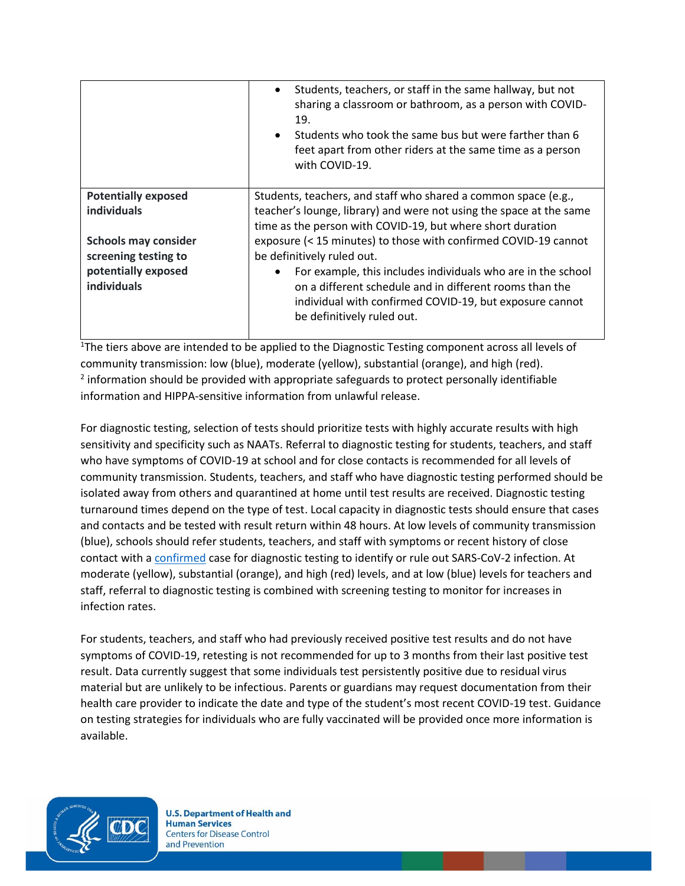| | |
|---|---|
| | • Students, teachers, or staff in the same hallway, but not sharing a classroom or bathroom, as a person with COVID-19.<br>• Students who took the same bus but were farther than 6 feet apart from other riders at the same time as a person with COVID-19. |
| **Potentially exposed individuals**<br><br>**Schools may consider screening testing to potentially exposed individuals** | Students, teachers, and staff who shared a common space (e.g., teacher's lounge, library) and were not using the space at the same time as the person with COVID-19, but where short duration exposure (< 15 minutes) to those with confirmed COVID-19 cannot be definitively ruled out.<br>• For example, this includes individuals who are in the school on a different schedule and in different rooms than the individual with confirmed COVID-19, but exposure cannot be definitively ruled out. |

[1]The tiers above are intended to be applied to the Diagnostic Testing component across all levels of community transmission: low (blue), moderate (yellow), substantial (orange), and high (red).
[2] information should be provided with appropriate safeguards to protect personally identifiable information and HIPPA-sensitive information from unlawful release.

For diagnostic testing, selection of tests should prioritize tests with highly accurate results with high sensitivity and specificity such as NAATs. Referral to diagnostic testing for students, teachers, and staff who have symptoms of COVID-19 at school and for close contacts is recommended for all levels of community transmission. Students, teachers, and staff who have diagnostic testing performed should be isolated away from others and quarantined at home until test results are received. Diagnostic testing turnaround times depend on the type of test. Local capacity in diagnostic tests should ensure that cases and contacts and be tested with result return within 48 hours. At low levels of community transmission (blue), schools should refer students, teachers, and staff with symptoms or recent history of close contact with a confirmed case for diagnostic testing to identify or rule out SARS-CoV-2 infection. At moderate (yellow), substantial (orange), and high (red) levels, and at low (blue) levels for teachers and staff, referral to diagnostic testing is combined with screening testing to monitor for increases in infection rates.

For students, teachers, and staff who had previously received positive test results and do not have symptoms of COVID-19, retesting is not recommended for up to 3 months from their last positive test result. Data currently suggest that some individuals test persistently positive due to residual virus material but are unlikely to be infectious. Parents or guardians may request documentation from their health care provider to indicate the date and type of the student's most recent COVID-19 test. Guidance on testing strategies for individuals who are fully vaccinated will be provided once more information is available.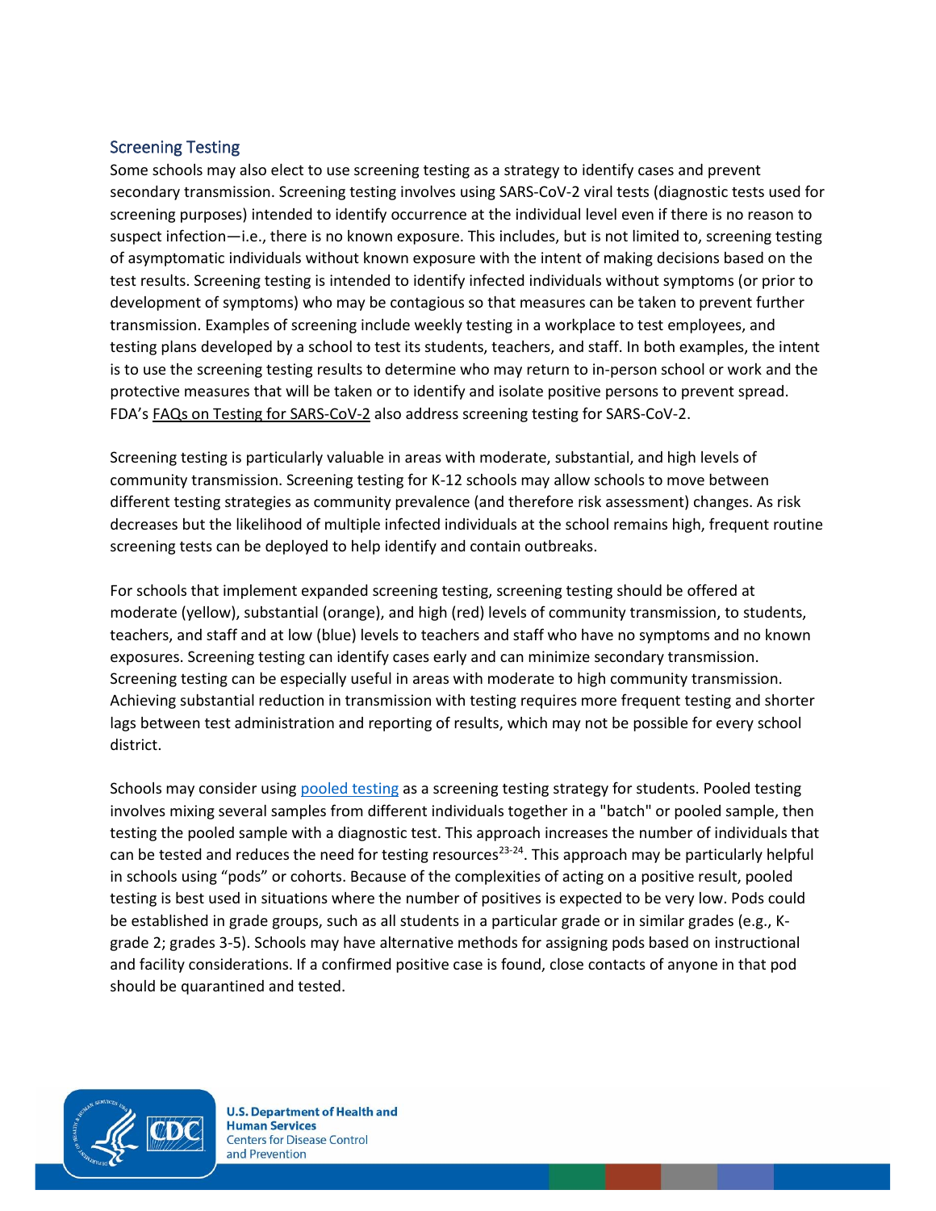## Screening Testing

Some schools may also elect to use screening testing as a strategy to identify cases and prevent secondary transmission. Screening testing involves using SARS-CoV-2 viral tests (diagnostic tests used for screening purposes) intended to identify occurrence at the individual level even if there is no reason to suspect infection—i.e., there is no known exposure. This includes, but is not limited to, screening testing of asymptomatic individuals without known exposure with the intent of making decisions based on the test results. Screening testing is intended to identify infected individuals without symptoms (or prior to development of symptoms) who may be contagious so that measures can be taken to prevent further transmission. Examples of screening include weekly testing in a workplace to test employees, and testing plans developed by a school to test its students, teachers, and staff. In both examples, the intent is to use the screening testing results to determine who may return to in-person school or work and the protective measures that will be taken or to identify and isolate positive persons to prevent spread. FDA's FAQs on Testing for SARS-CoV-2 also address screening testing for SARS-CoV-2.

Screening testing is particularly valuable in areas with moderate, substantial, and high levels of community transmission. Screening testing for K-12 schools may allow schools to move between different testing strategies as community prevalence (and therefore risk assessment) changes. As risk decreases but the likelihood of multiple infected individuals at the school remains high, frequent routine screening tests can be deployed to help identify and contain outbreaks.

For schools that implement expanded screening testing, screening testing should be offered at moderate (yellow), substantial (orange), and high (red) levels of community transmission, to students, teachers, and staff and at low (blue) levels to teachers and staff who have no symptoms and no known exposures. Screening testing can identify cases early and can minimize secondary transmission. Screening testing can be especially useful in areas with moderate to high community transmission. Achieving substantial reduction in transmission with testing requires more frequent testing and shorter lags between test administration and reporting of results, which may not be possible for every school district.

Schools may consider using pooled testing as a screening testing strategy for students. Pooled testing involves mixing several samples from different individuals together in a "batch" or pooled sample, then testing the pooled sample with a diagnostic test. This approach increases the number of individuals that can be tested and reduces the need for testing resources[23-24]. This approach may be particularly helpful in schools using "pods" or cohorts. Because of the complexities of acting on a positive result, pooled testing is best used in situations where the number of positives is expected to be very low. Pods could be established in grade groups, such as all students in a particular grade or in similar grades (e.g., K-grade 2; grades 3-5). Schools may have alternative methods for assigning pods based on instructional and facility considerations. If a confirmed positive case is found, close contacts of anyone in that pod should be quarantined and tested.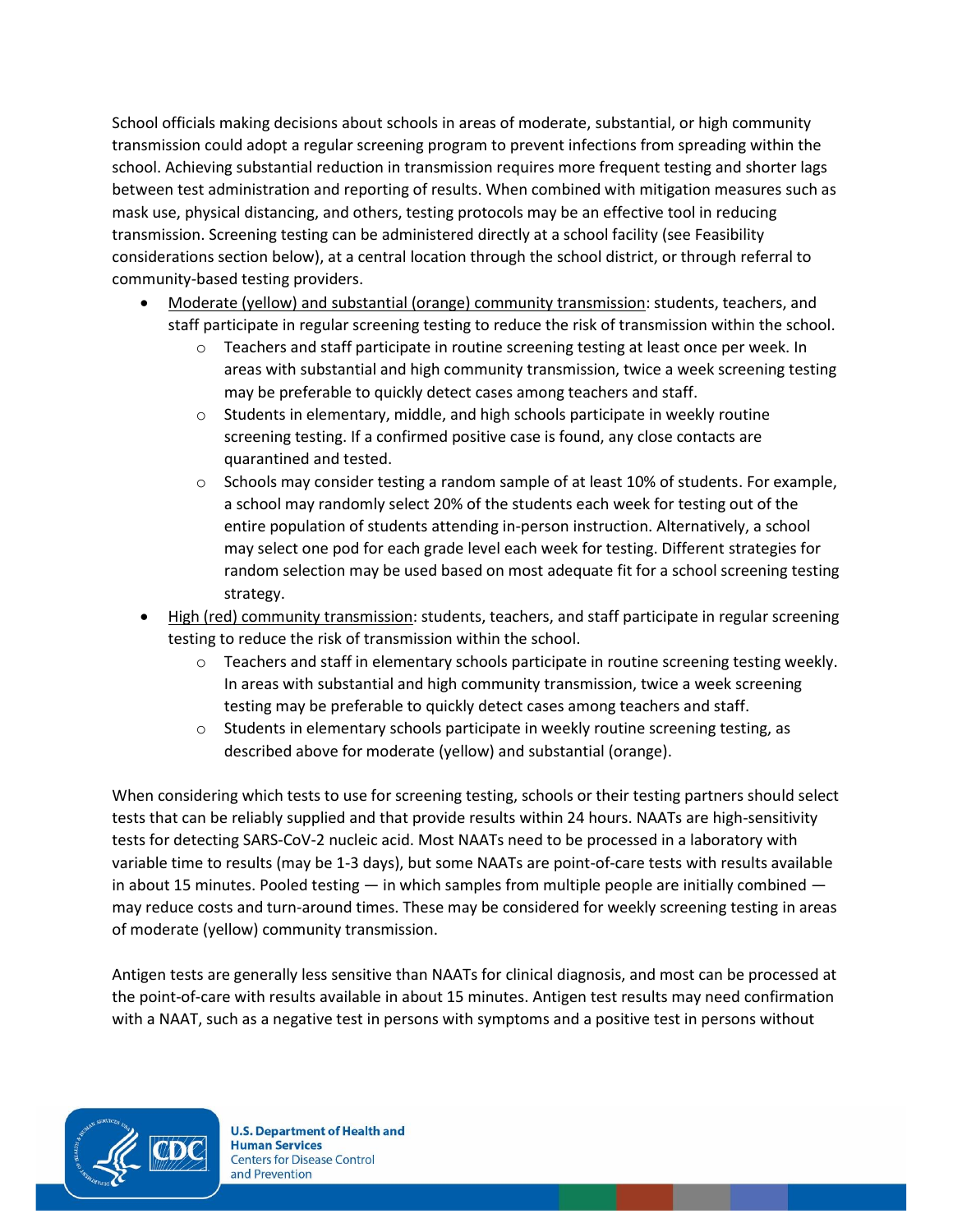School officials making decisions about schools in areas of moderate, substantial, or high community transmission could adopt a regular screening program to prevent infections from spreading within the school. Achieving substantial reduction in transmission requires more frequent testing and shorter lags between test administration and reporting of results. When combined with mitigation measures such as mask use, physical distancing, and others, testing protocols may be an effective tool in reducing transmission. Screening testing can be administered directly at a school facility (see Feasibility considerations section below), at a central location through the school district, or through referral to community-based testing providers.

- Moderate (yellow) and substantial (orange) community transmission: students, teachers, and staff participate in regular screening testing to reduce the risk of transmission within the school.
  - Teachers and staff participate in routine screening testing at least once per week. In areas with substantial and high community transmission, twice a week screening testing may be preferable to quickly detect cases among teachers and staff.
  - Students in elementary, middle, and high schools participate in weekly routine screening testing. If a confirmed positive case is found, any close contacts are quarantined and tested.
  - Schools may consider testing a random sample of at least 10% of students. For example, a school may randomly select 20% of the students each week for testing out of the entire population of students attending in-person instruction. Alternatively, a school may select one pod for each grade level each week for testing. Different strategies for random selection may be used based on most adequate fit for a school screening testing strategy.
- High (red) community transmission: students, teachers, and staff participate in regular screening testing to reduce the risk of transmission within the school.
  - Teachers and staff in elementary schools participate in routine screening testing weekly. In areas with substantial and high community transmission, twice a week screening testing may be preferable to quickly detect cases among teachers and staff.
  - Students in elementary schools participate in weekly routine screening testing, as described above for moderate (yellow) and substantial (orange).

When considering which tests to use for screening testing, schools or their testing partners should select tests that can be reliably supplied and that provide results within 24 hours. NAATs are high-sensitivity tests for detecting SARS-CoV-2 nucleic acid. Most NAATs need to be processed in a laboratory with variable time to results (may be 1-3 days), but some NAATs are point-of-care tests with results available in about 15 minutes. Pooled testing — in which samples from multiple people are initially combined — may reduce costs and turn-around times. These may be considered for weekly screening testing in areas of moderate (yellow) community transmission.

Antigen tests are generally less sensitive than NAATs for clinical diagnosis, and most can be processed at the point-of-care with results available in about 15 minutes. Antigen test results may need confirmation with a NAAT, such as a negative test in persons with symptoms and a positive test in persons without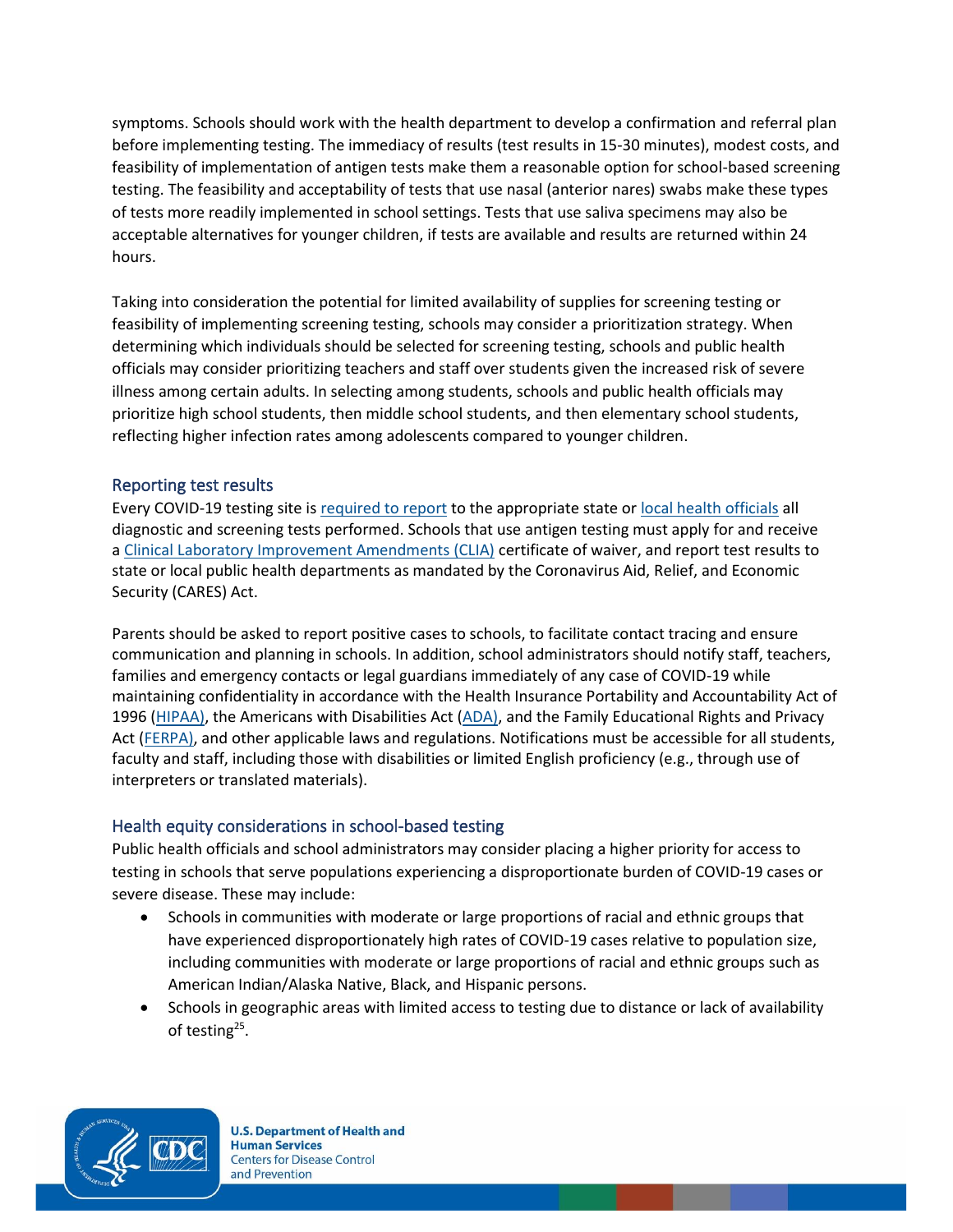symptoms. Schools should work with the health department to develop a confirmation and referral plan before implementing testing. The immediacy of results (test results in 15-30 minutes), modest costs, and feasibility of implementation of antigen tests make them a reasonable option for school-based screening testing. The feasibility and acceptability of tests that use nasal (anterior nares) swabs make these types of tests more readily implemented in school settings. Tests that use saliva specimens may also be acceptable alternatives for younger children, if tests are available and results are returned within 24 hours.

Taking into consideration the potential for limited availability of supplies for screening testing or feasibility of implementing screening testing, schools may consider a prioritization strategy. When determining which individuals should be selected for screening testing, schools and public health officials may consider prioritizing teachers and staff over students given the increased risk of severe illness among certain adults. In selecting among students, schools and public health officials may prioritize high school students, then middle school students, and then elementary school students, reflecting higher infection rates among adolescents compared to younger children.

## Reporting test results

Every COVID-19 testing site is required to report to the appropriate state or local health officials all diagnostic and screening tests performed. Schools that use antigen testing must apply for and receive a Clinical Laboratory Improvement Amendments (CLIA) certificate of waiver, and report test results to state or local public health departments as mandated by the Coronavirus Aid, Relief, and Economic Security (CARES) Act.

Parents should be asked to report positive cases to schools, to facilitate contact tracing and ensure communication and planning in schools. In addition, school administrators should notify staff, teachers, families and emergency contacts or legal guardians immediately of any case of COVID-19 while maintaining confidentiality in accordance with the Health Insurance Portability and Accountability Act of 1996 (HIPAA), the Americans with Disabilities Act (ADA), and the Family Educational Rights and Privacy Act (FERPA), and other applicable laws and regulations. Notifications must be accessible for all students, faculty and staff, including those with disabilities or limited English proficiency (e.g., through use of interpreters or translated materials).

## Health equity considerations in school-based testing

Public health officials and school administrators may consider placing a higher priority for access to testing in schools that serve populations experiencing a disproportionate burden of COVID-19 cases or severe disease. These may include:

- Schools in communities with moderate or large proportions of racial and ethnic groups that have experienced disproportionately high rates of COVID-19 cases relative to population size, including communities with moderate or large proportions of racial and ethnic groups such as American Indian/Alaska Native, Black, and Hispanic persons.
- Schools in geographic areas with limited access to testing due to distance or lack of availability of testing[25].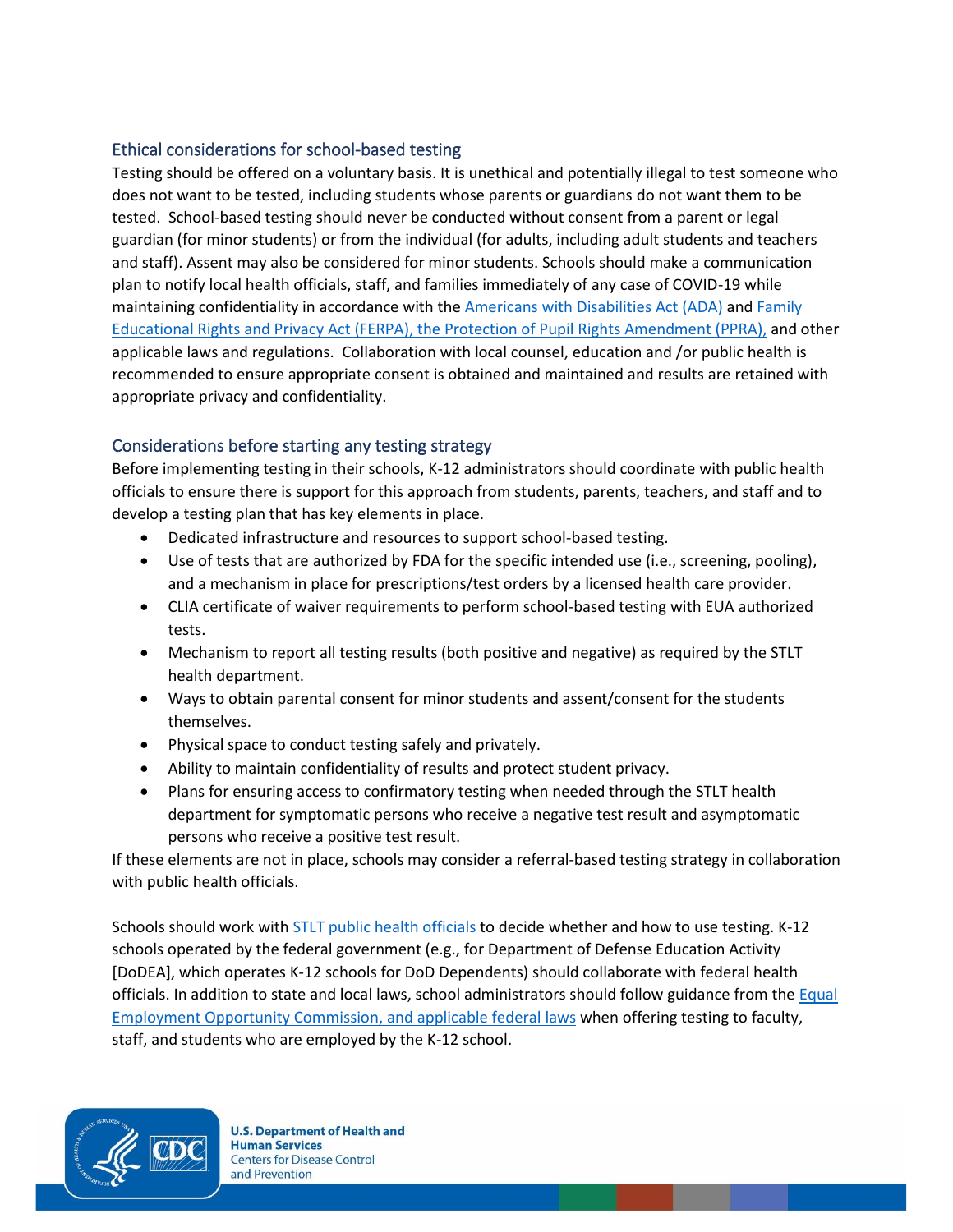## Ethical considerations for school-based testing

Testing should be offered on a voluntary basis. It is unethical and potentially illegal to test someone who does not want to be tested, including students whose parents or guardians do not want them to be tested. School-based testing should never be conducted without consent from a parent or legal guardian (for minor students) or from the individual (for adults, including adult students and teachers and staff). Assent may also be considered for minor students. Schools should make a communication plan to notify local health officials, staff, and families immediately of any case of COVID-19 while maintaining confidentiality in accordance with the Americans with Disabilities Act (ADA) and Family Educational Rights and Privacy Act (FERPA), the Protection of Pupil Rights Amendment (PPRA), and other applicable laws and regulations. Collaboration with local counsel, education and /or public health is recommended to ensure appropriate consent is obtained and maintained and results are retained with appropriate privacy and confidentiality.

## Considerations before starting any testing strategy

Before implementing testing in their schools, K-12 administrators should coordinate with public health officials to ensure there is support for this approach from students, parents, teachers, and staff and to develop a testing plan that has key elements in place.

- Dedicated infrastructure and resources to support school-based testing.
- Use of tests that are authorized by FDA for the specific intended use (i.e., screening, pooling), and a mechanism in place for prescriptions/test orders by a licensed health care provider.
- CLIA certificate of waiver requirements to perform school-based testing with EUA authorized tests.
- Mechanism to report all testing results (both positive and negative) as required by the STLT health department.
- Ways to obtain parental consent for minor students and assent/consent for the students themselves.
- Physical space to conduct testing safely and privately.
- Ability to maintain confidentiality of results and protect student privacy.
- Plans for ensuring access to confirmatory testing when needed through the STLT health department for symptomatic persons who receive a negative test result and asymptomatic persons who receive a positive test result.

If these elements are not in place, schools may consider a referral-based testing strategy in collaboration with public health officials.

Schools should work with STLT public health officials to decide whether and how to use testing. K-12 schools operated by the federal government (e.g., for Department of Defense Education Activity [DoDEA], which operates K-12 schools for DoD Dependents) should collaborate with federal health officials. In addition to state and local laws, school administrators should follow guidance from the Equal Employment Opportunity Commission, and applicable federal laws when offering testing to faculty, staff, and students who are employed by the K-12 school.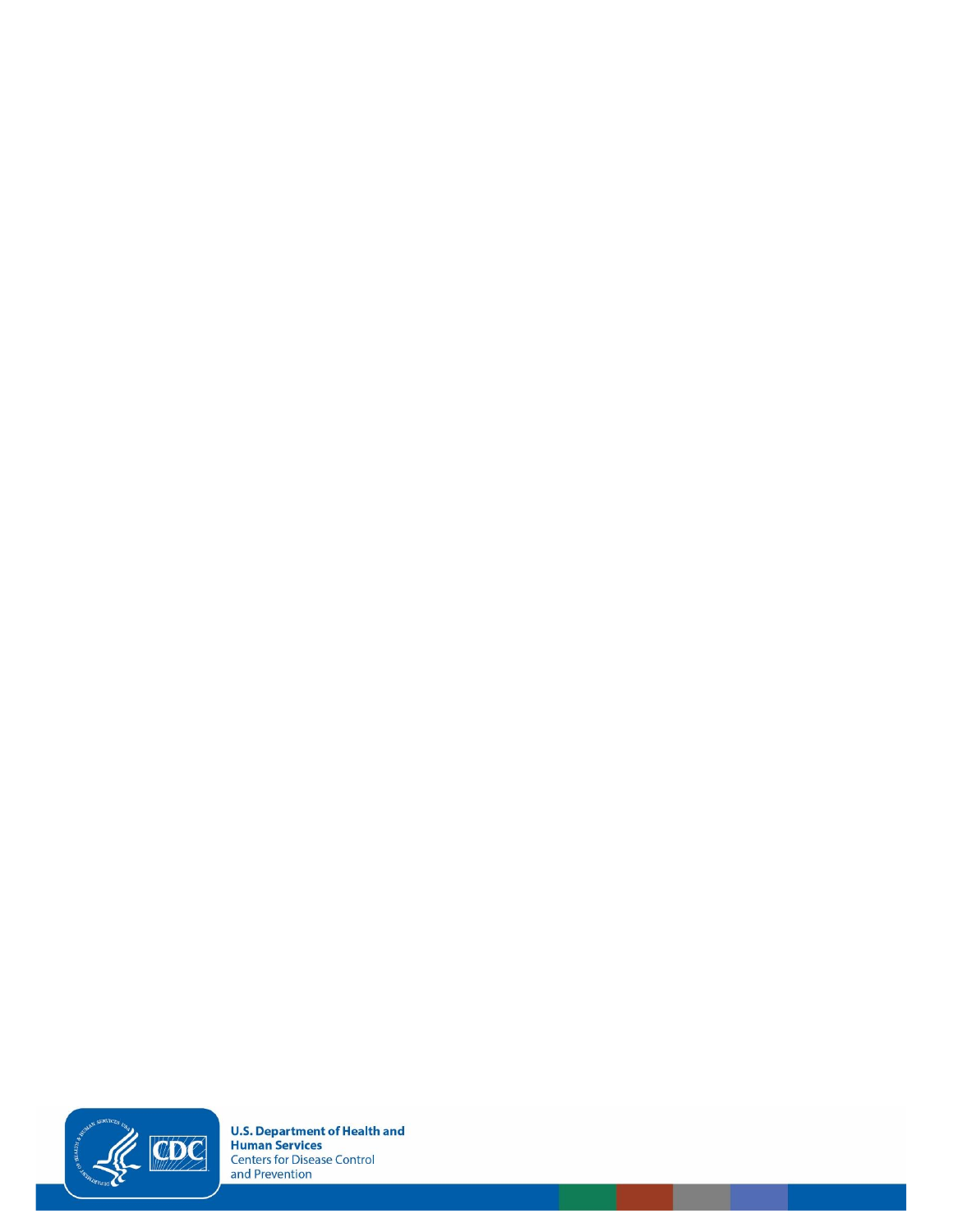**U.S. Department of Health and Human Services**
Centers for Disease Control and Prevention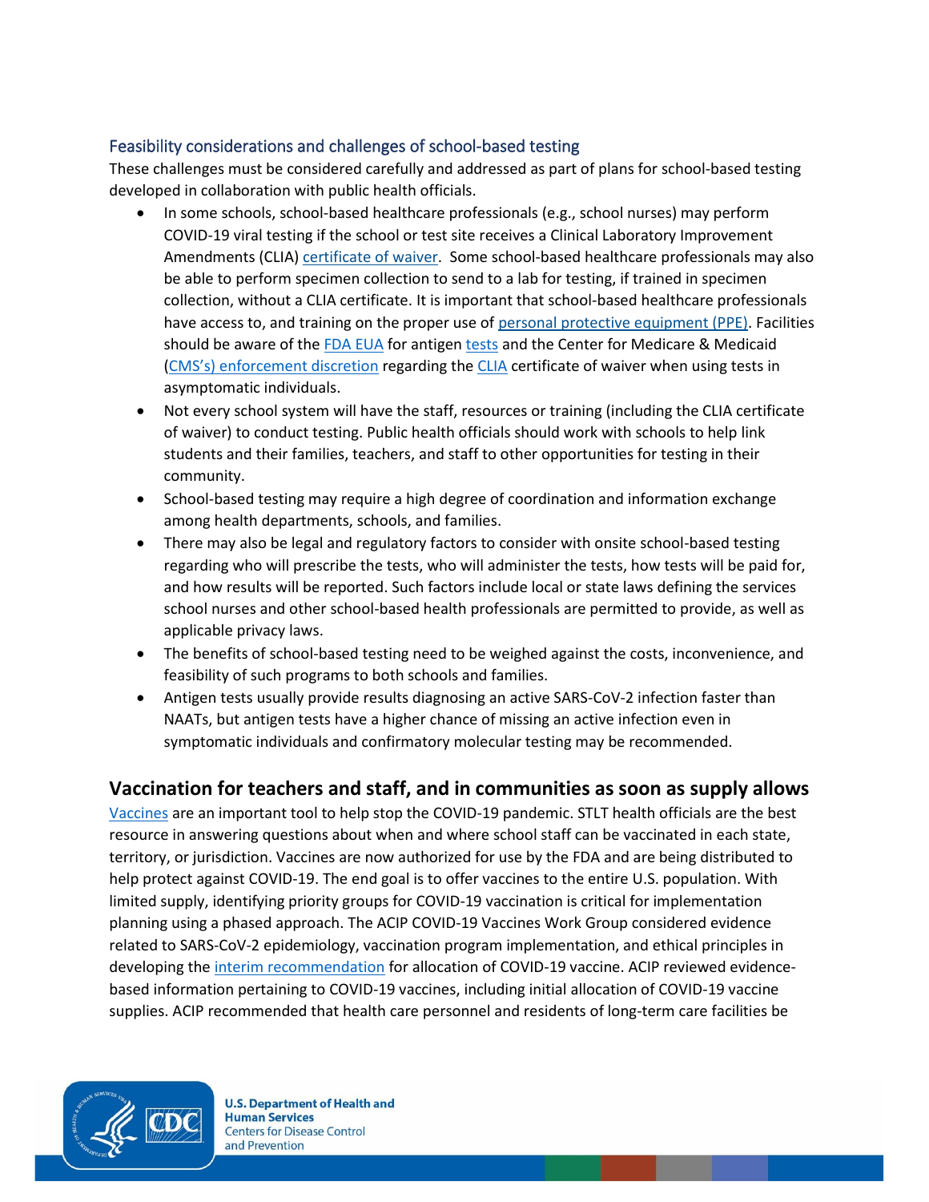### Feasibility considerations and challenges of school-based testing

These challenges must be considered carefully and addressed as part of plans for school-based testing developed in collaboration with public health officials.

- In some schools, school-based healthcare professionals (e.g., school nurses) may perform COVID-19 viral testing if the school or test site receives a Clinical Laboratory Improvement Amendments (CLIA) certificate of waiver. Some school-based healthcare professionals may also be able to perform specimen collection to send to a lab for testing, if trained in specimen collection, without a CLIA certificate. It is important that school-based healthcare professionals have access to, and training on the proper use of personal protective equipment (PPE). Facilities should be aware of the FDA EUA for antigen tests and the Center for Medicare & Medicaid (CMS's) enforcement discretion regarding the CLIA certificate of waiver when using tests in asymptomatic individuals.
- Not every school system will have the staff, resources or training (including the CLIA certificate of waiver) to conduct testing. Public health officials should work with schools to help link students and their families, teachers, and staff to other opportunities for testing in their community.
- School-based testing may require a high degree of coordination and information exchange among health departments, schools, and families.
- There may also be legal and regulatory factors to consider with onsite school-based testing regarding who will prescribe the tests, who will administer the tests, how tests will be paid for, and how results will be reported. Such factors include local or state laws defining the services school nurses and other school-based health professionals are permitted to provide, as well as applicable privacy laws.
- The benefits of school-based testing need to be weighed against the costs, inconvenience, and feasibility of such programs to both schools and families.
- Antigen tests usually provide results diagnosing an active SARS-CoV-2 infection faster than NAATs, but antigen tests have a higher chance of missing an active infection even in symptomatic individuals and confirmatory molecular testing may be recommended.

## Vaccination for teachers and staff, and in communities as soon as supply allows

Vaccines are an important tool to help stop the COVID-19 pandemic. STLT health officials are the best resource in answering questions about when and where school staff can be vaccinated in each state, territory, or jurisdiction. Vaccines are now authorized for use by the FDA and are being distributed to help protect against COVID-19. The end goal is to offer vaccines to the entire U.S. population. With limited supply, identifying priority groups for COVID-19 vaccination is critical for implementation planning using a phased approach. The ACIP COVID-19 Vaccines Work Group considered evidence related to SARS-CoV-2 epidemiology, vaccination program implementation, and ethical principles in developing the interim recommendation for allocation of COVID-19 vaccine. ACIP reviewed evidence-based information pertaining to COVID-19 vaccines, including initial allocation of COVID-19 vaccine supplies. ACIP recommended that health care personnel and residents of long-term care facilities be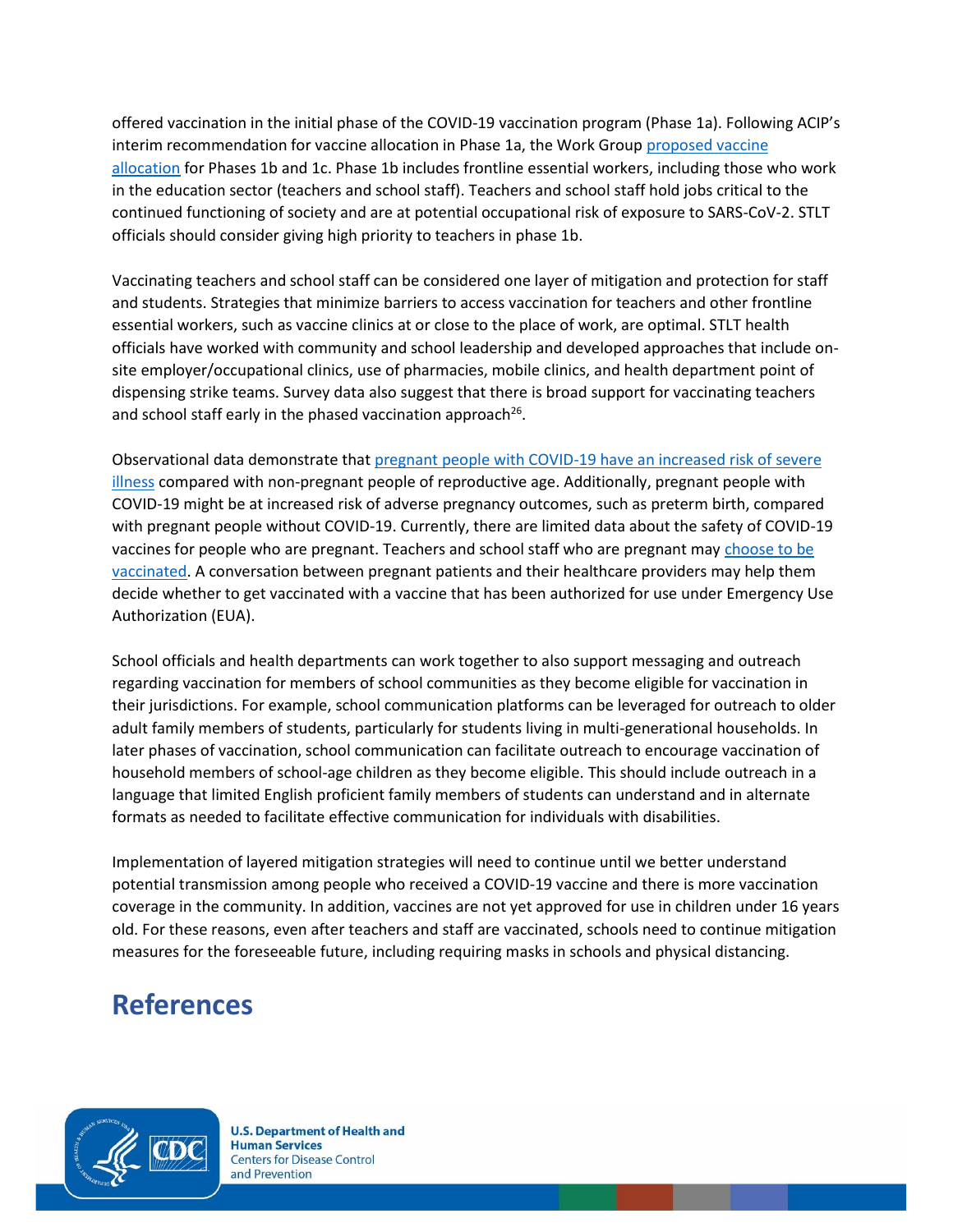offered vaccination in the initial phase of the COVID-19 vaccination program (Phase 1a). Following ACIP's interim recommendation for vaccine allocation in Phase 1a, the Work Group proposed vaccine allocation for Phases 1b and 1c. Phase 1b includes frontline essential workers, including those who work in the education sector (teachers and school staff). Teachers and school staff hold jobs critical to the continued functioning of society and are at potential occupational risk of exposure to SARS-CoV-2. STLT officials should consider giving high priority to teachers in phase 1b.

Vaccinating teachers and school staff can be considered one layer of mitigation and protection for staff and students. Strategies that minimize barriers to access vaccination for teachers and other frontline essential workers, such as vaccine clinics at or close to the place of work, are optimal. STLT health officials have worked with community and school leadership and developed approaches that include on-site employer/occupational clinics, use of pharmacies, mobile clinics, and health department point of dispensing strike teams. Survey data also suggest that there is broad support for vaccinating teachers and school staff early in the phased vaccination approach[26].

Observational data demonstrate that pregnant people with COVID-19 have an increased risk of severe illness compared with non-pregnant people of reproductive age. Additionally, pregnant people with COVID-19 might be at increased risk of adverse pregnancy outcomes, such as preterm birth, compared with pregnant people without COVID-19. Currently, there are limited data about the safety of COVID-19 vaccines for people who are pregnant. Teachers and school staff who are pregnant may choose to be vaccinated. A conversation between pregnant patients and their healthcare providers may help them decide whether to get vaccinated with a vaccine that has been authorized for use under Emergency Use Authorization (EUA).

School officials and health departments can work together to also support messaging and outreach regarding vaccination for members of school communities as they become eligible for vaccination in their jurisdictions. For example, school communication platforms can be leveraged for outreach to older adult family members of students, particularly for students living in multi-generational households. In later phases of vaccination, school communication can facilitate outreach to encourage vaccination of household members of school-age children as they become eligible. This should include outreach in a language that limited English proficient family members of students can understand and in alternate formats as needed to facilitate effective communication for individuals with disabilities.

Implementation of layered mitigation strategies will need to continue until we better understand potential transmission among people who received a COVID-19 vaccine and there is more vaccination coverage in the community. In addition, vaccines are not yet approved for use in children under 16 years old. For these reasons, even after teachers and staff are vaccinated, schools need to continue mitigation measures for the foreseeable future, including requiring masks in schools and physical distancing.

# References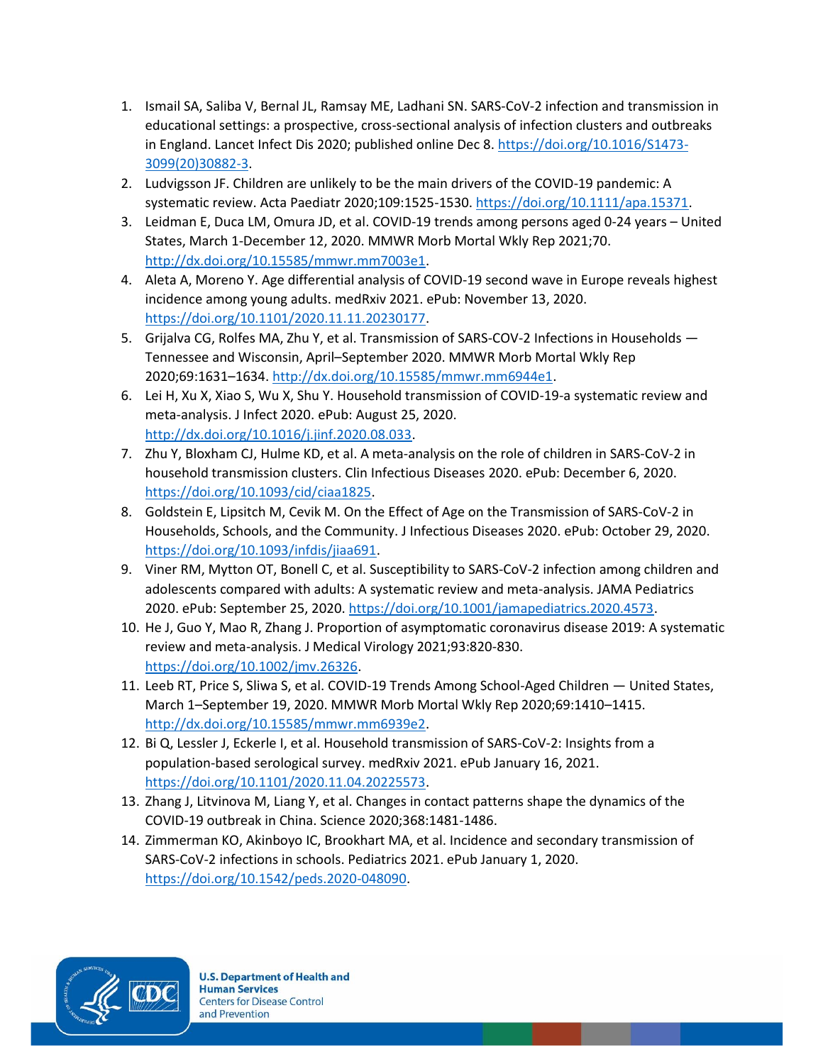1. Ismail SA, Saliba V, Bernal JL, Ramsay ME, Ladhani SN. SARS-CoV-2 infection and transmission in educational settings: a prospective, cross-sectional analysis of infection clusters and outbreaks in England. Lancet Infect Dis 2020; published online Dec 8. https://doi.org/10.1016/S1473-3099(20)30882-3.
2. Ludvigsson JF. Children are unlikely to be the main drivers of the COVID-19 pandemic: A systematic review. Acta Paediatr 2020;109:1525-1530. https://doi.org/10.1111/apa.15371.
3. Leidman E, Duca LM, Omura JD, et al. COVID-19 trends among persons aged 0-24 years – United States, March 1-December 12, 2020. MMWR Morb Mortal Wkly Rep 2021;70. http://dx.doi.org/10.15585/mmwr.mm7003e1.
4. Aleta A, Moreno Y. Age differential analysis of COVID-19 second wave in Europe reveals highest incidence among young adults. medRxiv 2021. ePub: November 13, 2020. https://doi.org/10.1101/2020.11.11.20230177.
5. Grijalva CG, Rolfes MA, Zhu Y, et al. Transmission of SARS-COV-2 Infections in Households — Tennessee and Wisconsin, April–September 2020. MMWR Morb Mortal Wkly Rep 2020;69:1631–1634. http://dx.doi.org/10.15585/mmwr.mm6944e1.
6. Lei H, Xu X, Xiao S, Wu X, Shu Y. Household transmission of COVID-19-a systematic review and meta-analysis. J Infect 2020. ePub: August 25, 2020. http://dx.doi.org/10.1016/j.jinf.2020.08.033.
7. Zhu Y, Bloxham CJ, Hulme KD, et al. A meta-analysis on the role of children in SARS-CoV-2 in household transmission clusters. Clin Infectious Diseases 2020. ePub: December 6, 2020. https://doi.org/10.1093/cid/ciaa1825.
8. Goldstein E, Lipsitch M, Cevik M. On the Effect of Age on the Transmission of SARS-CoV-2 in Households, Schools, and the Community. J Infectious Diseases 2020. ePub: October 29, 2020. https://doi.org/10.1093/infdis/jiaa691.
9. Viner RM, Mytton OT, Bonell C, et al. Susceptibility to SARS-CoV-2 infection among children and adolescents compared with adults: A systematic review and meta-analysis. JAMA Pediatrics 2020. ePub: September 25, 2020. https://doi.org/10.1001/jamapediatrics.2020.4573.
10. He J, Guo Y, Mao R, Zhang J. Proportion of asymptomatic coronavirus disease 2019: A systematic review and meta-analysis. J Medical Virology 2021;93:820-830. https://doi.org/10.1002/jmv.26326.
11. Leeb RT, Price S, Sliwa S, et al. COVID-19 Trends Among School-Aged Children — United States, March 1–September 19, 2020. MMWR Morb Mortal Wkly Rep 2020;69:1410–1415. http://dx.doi.org/10.15585/mmwr.mm6939e2.
12. Bi Q, Lessler J, Eckerle I, et al. Household transmission of SARS-CoV-2: Insights from a population-based serological survey. medRxiv 2021. ePub January 16, 2021. https://doi.org/10.1101/2020.11.04.20225573.
13. Zhang J, Litvinova M, Liang Y, et al. Changes in contact patterns shape the dynamics of the COVID-19 outbreak in China. Science 2020;368:1481-1486.
14. Zimmerman KO, Akinboyo IC, Brookhart MA, et al. Incidence and secondary transmission of SARS-CoV-2 infections in schools. Pediatrics 2021. ePub January 1, 2020. https://doi.org/10.1542/peds.2020-048090.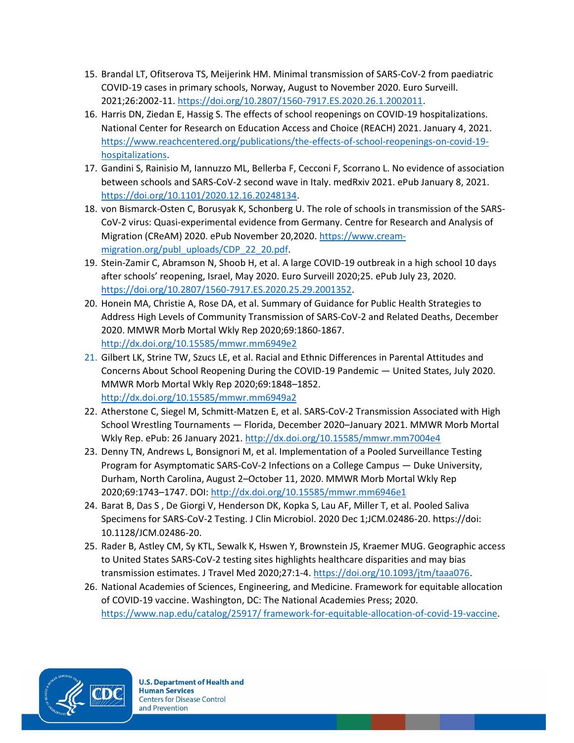15. Brandal LT, Ofitserova TS, Meijerink HM. Minimal transmission of SARS-CoV-2 from paediatric COVID-19 cases in primary schools, Norway, August to November 2020. Euro Surveill. 2021;26:2002-11. https://doi.org/10.2807/1560-7917.ES.2020.26.1.2002011.
16. Harris DN, Ziedan E, Hassig S. The effects of school reopenings on COVID-19 hospitalizations. National Center for Research on Education Access and Choice (REACH) 2021. January 4, 2021. https://www.reachcentered.org/publications/the-effects-of-school-reopenings-on-covid-19-hospitalizations.
17. Gandini S, Rainisio M, Iannuzzo ML, Bellerba F, Cecconi F, Scorrano L. No evidence of association between schools and SARS-CoV-2 second wave in Italy. medRxiv 2021. ePub January 8, 2021. https://doi.org/10.1101/2020.12.16.20248134.
18. von Bismarck-Osten C, Borusyak K, Schonberg U. The role of schools in transmission of the SARS-CoV-2 virus: Quasi-experimental evidence from Germany. Centre for Research and Analysis of Migration (CReAM) 2020. ePub November 20,2020. https://www.cream-migration.org/publ_uploads/CDP_22_20.pdf.
19. Stein-Zamir C, Abramson N, Shoob H, et al. A large COVID-19 outbreak in a high school 10 days after schools' reopening, Israel, May 2020. Euro Surveill 2020;25. ePub July 23, 2020. https://doi.org/10.2807/1560-7917.ES.2020.25.29.2001352.
20. Honein MA, Christie A, Rose DA, et al. Summary of Guidance for Public Health Strategies to Address High Levels of Community Transmission of SARS-CoV-2 and Related Deaths, December 2020. MMWR Morb Mortal Wkly Rep 2020;69:1860-1867. http://dx.doi.org/10.15585/mmwr.mm6949e2
21. Gilbert LK, Strine TW, Szucs LE, et al. Racial and Ethnic Differences in Parental Attitudes and Concerns About School Reopening During the COVID-19 Pandemic — United States, July 2020. MMWR Morb Mortal Wkly Rep 2020;69:1848–1852. http://dx.doi.org/10.15585/mmwr.mm6949a2
22. Atherstone C, Siegel M, Schmitt-Matzen E, et al. SARS-CoV-2 Transmission Associated with High School Wrestling Tournaments — Florida, December 2020–January 2021. MMWR Morb Mortal Wkly Rep. ePub: 26 January 2021. http://dx.doi.org/10.15585/mmwr.mm7004e4
23. Denny TN, Andrews L, Bonsignori M, et al. Implementation of a Pooled Surveillance Testing Program for Asymptomatic SARS-CoV-2 Infections on a College Campus — Duke University, Durham, North Carolina, August 2–October 11, 2020. MMWR Morb Mortal Wkly Rep 2020;69:1743–1747. DOI: http://dx.doi.org/10.15585/mmwr.mm6946e1
24. Barat B, Das S , De Giorgi V, Henderson DK, Kopka S, Lau AF, Miller T, et al. Pooled Saliva Specimens for SARS-CoV-2 Testing. J Clin Microbiol. 2020 Dec 1;JCM.02486-20. https://doi: 10.1128/JCM.02486-20.
25. Rader B, Astley CM, Sy KTL, Sewalk K, Hswen Y, Brownstein JS, Kraemer MUG. Geographic access to United States SARS-CoV-2 testing sites highlights healthcare disparities and may bias transmission estimates. J Travel Med 2020;27:1-4. https://doi.org/10.1093/jtm/taaa076.
26. National Academies of Sciences, Engineering, and Medicine. Framework for equitable allocation of COVID-19 vaccine. Washington, DC: The National Academies Press; 2020. https://www.nap.edu/catalog/25917/ framework-for-equitable-allocation-of-covid-19-vaccine.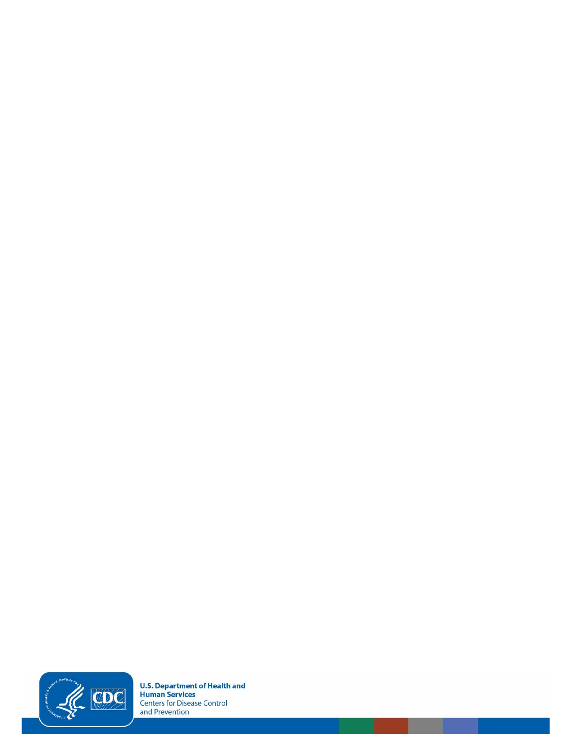U.S. Department of Health and Human Services
Centers for Disease Control and Prevention